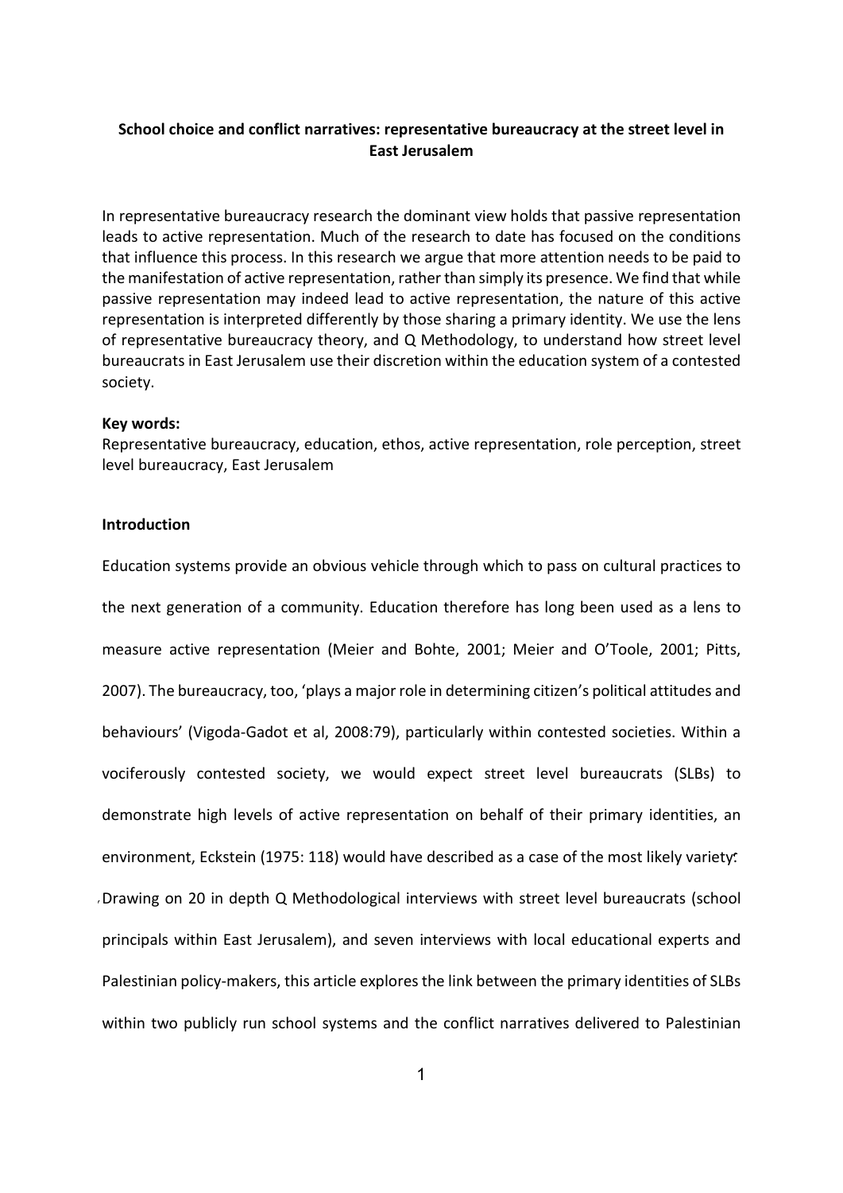**School choice and conflict narratives: representative bureaucracy at the street level in East Jerusalem**

In representative bureaucracy research the dominant view holds that passive representation leads to active representation. Much of the research to date has focused on the conditions that influence this process. In this research we argue that more attention needs to be paid to the manifestation of active representation, rather than simply its presence. We find that while passive representation may indeed lead to active representation, the nature of this active representation is interpreted differently by those sharing a primary identity. We use the lens of representative bureaucracy theory, and Q Methodology, to understand how street level bureaucrats in East Jerusalem use their discretion within the education system of a contested society.

**Key words:**
Representative bureaucracy, education, ethos, active representation, role perception, street level bureaucracy, East Jerusalem

**Introduction**

Education systems provide an obvious vehicle through which to pass on cultural practices to the next generation of a community. Education therefore has long been used as a lens to measure active representation (Meier and Bohte, 2001; Meier and O'Toole, 2001; Pitts, 2007). The bureaucracy, too, 'plays a major role in determining citizen's political attitudes and behaviours' (Vigoda-Gadot et al, 2008:79), particularly within contested societies. Within a vociferously contested society, we would expect street level bureaucrats (SLBs) to demonstrate high levels of active representation on behalf of their primary identities, an environment, Eckstein (1975: 118) would have described as a case of the most likely variety. Drawing on 20 in depth Q Methodological interviews with street level bureaucrats (school principals within East Jerusalem), and seven interviews with local educational experts and Palestinian policy-makers, this article explores the link between the primary identities of SLBs within two publicly run school systems and the conflict narratives delivered to Palestinian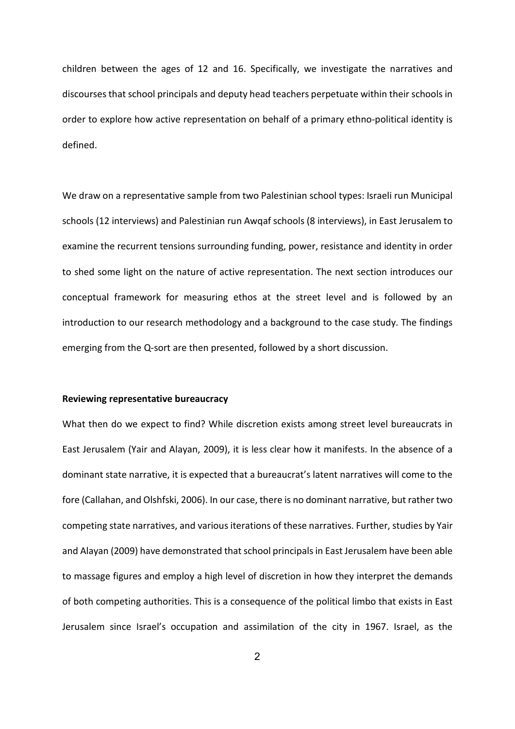children between the ages of 12 and 16. Specifically, we investigate the narratives and discourses that school principals and deputy head teachers perpetuate within their schools in order to explore how active representation on behalf of a primary ethno-political identity is defined.

We draw on a representative sample from two Palestinian school types: Israeli run Municipal schools (12 interviews) and Palestinian run Awqaf schools (8 interviews), in East Jerusalem to examine the recurrent tensions surrounding funding, power, resistance and identity in order to shed some light on the nature of active representation. The next section introduces our conceptual framework for measuring ethos at the street level and is followed by an introduction to our research methodology and a background to the case study. The findings emerging from the Q-sort are then presented, followed by a short discussion.

**Reviewing representative bureaucracy**

What then do we expect to find? While discretion exists among street level bureaucrats in East Jerusalem (Yair and Alayan, 2009), it is less clear how it manifests. In the absence of a dominant state narrative, it is expected that a bureaucrat's latent narratives will come to the fore (Callahan, and Olshfski, 2006). In our case, there is no dominant narrative, but rather two competing state narratives, and various iterations of these narratives. Further, studies by Yair and Alayan (2009) have demonstrated that school principals in East Jerusalem have been able to massage figures and employ a high level of discretion in how they interpret the demands of both competing authorities. This is a consequence of the political limbo that exists in East Jerusalem since Israel's occupation and assimilation of the city in 1967. Israel, as the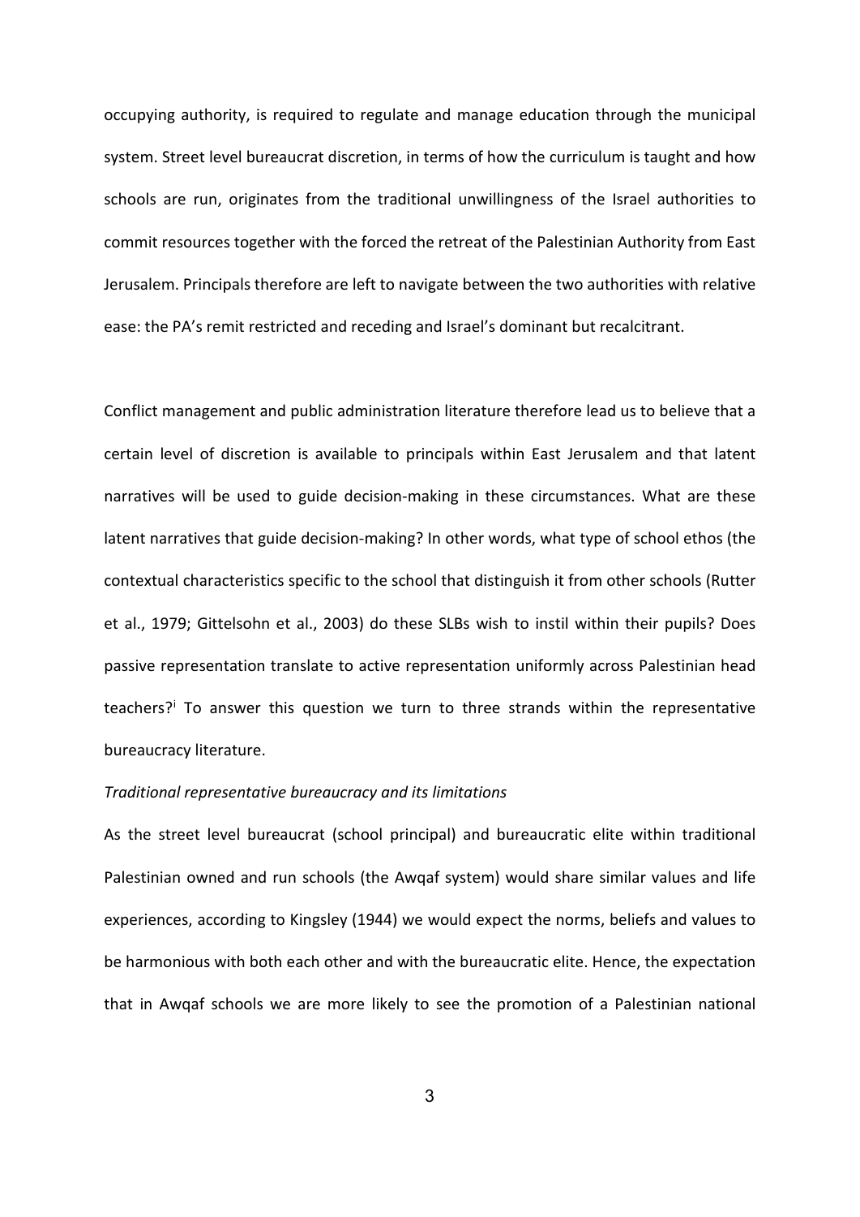occupying authority, is required to regulate and manage education through the municipal system. Street level bureaucrat discretion, in terms of how the curriculum is taught and how schools are run, originates from the traditional unwillingness of the Israel authorities to commit resources together with the forced the retreat of the Palestinian Authority from East Jerusalem. Principals therefore are left to navigate between the two authorities with relative ease: the PA's remit restricted and receding and Israel's dominant but recalcitrant.

Conflict management and public administration literature therefore lead us to believe that a certain level of discretion is available to principals within East Jerusalem and that latent narratives will be used to guide decision-making in these circumstances. What are these latent narratives that guide decision-making? In other words, what type of school ethos (the contextual characteristics specific to the school that distinguish it from other schools (Rutter et al., 1979; Gittelsohn et al., 2003) do these SLBs wish to instil within their pupils? Does passive representation translate to active representation uniformly across Palestinian head teachers?[i] To answer this question we turn to three strands within the representative bureaucracy literature.

*Traditional representative bureaucracy and its limitations*

As the street level bureaucrat (school principal) and bureaucratic elite within traditional Palestinian owned and run schools (the Awqaf system) would share similar values and life experiences, according to Kingsley (1944) we would expect the norms, beliefs and values to be harmonious with both each other and with the bureaucratic elite. Hence, the expectation that in Awqaf schools we are more likely to see the promotion of a Palestinian national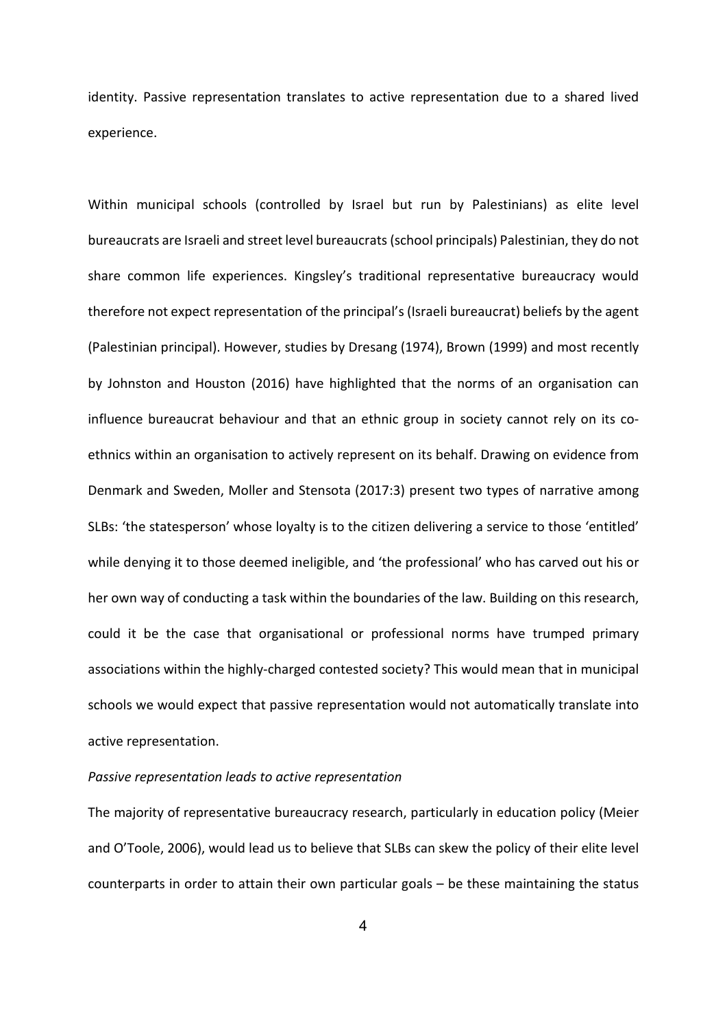identity. Passive representation translates to active representation due to a shared lived experience.

Within municipal schools (controlled by Israel but run by Palestinians) as elite level bureaucrats are Israeli and street level bureaucrats (school principals) Palestinian, they do not share common life experiences. Kingsley's traditional representative bureaucracy would therefore not expect representation of the principal's (Israeli bureaucrat) beliefs by the agent (Palestinian principal). However, studies by Dresang (1974), Brown (1999) and most recently by Johnston and Houston (2016) have highlighted that the norms of an organisation can influence bureaucrat behaviour and that an ethnic group in society cannot rely on its co-ethnics within an organisation to actively represent on its behalf. Drawing on evidence from Denmark and Sweden, Moller and Stensota (2017:3) present two types of narrative among SLBs: 'the statesperson' whose loyalty is to the citizen delivering a service to those 'entitled' while denying it to those deemed ineligible, and 'the professional' who has carved out his or her own way of conducting a task within the boundaries of the law. Building on this research, could it be the case that organisational or professional norms have trumped primary associations within the highly-charged contested society? This would mean that in municipal schools we would expect that passive representation would not automatically translate into active representation.

*Passive representation leads to active representation*

The majority of representative bureaucracy research, particularly in education policy (Meier and O'Toole, 2006), would lead us to believe that SLBs can skew the policy of their elite level counterparts in order to attain their own particular goals – be these maintaining the status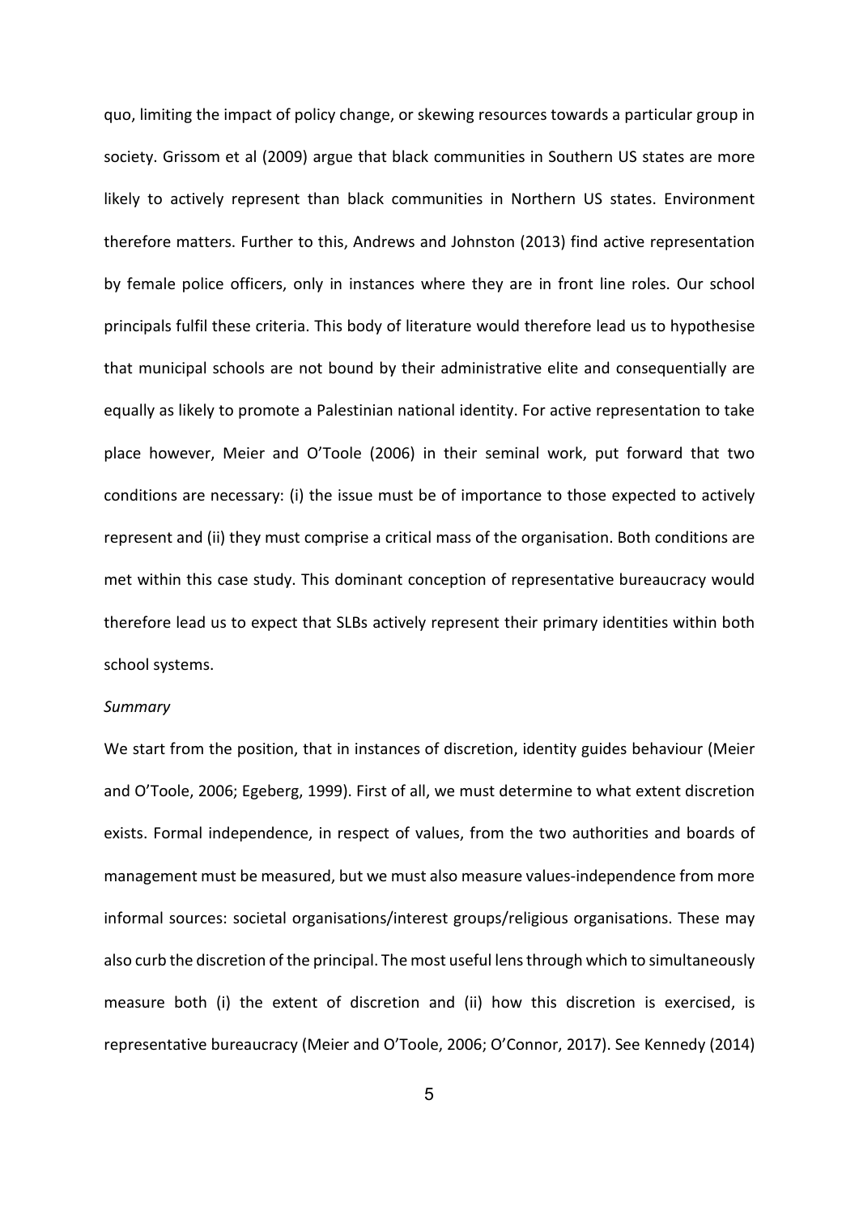quo, limiting the impact of policy change, or skewing resources towards a particular group in society. Grissom et al (2009) argue that black communities in Southern US states are more likely to actively represent than black communities in Northern US states. Environment therefore matters. Further to this, Andrews and Johnston (2013) find active representation by female police officers, only in instances where they are in front line roles. Our school principals fulfil these criteria. This body of literature would therefore lead us to hypothesise that municipal schools are not bound by their administrative elite and consequentially are equally as likely to promote a Palestinian national identity. For active representation to take place however, Meier and O'Toole (2006) in their seminal work, put forward that two conditions are necessary: (i) the issue must be of importance to those expected to actively represent and (ii) they must comprise a critical mass of the organisation. Both conditions are met within this case study. This dominant conception of representative bureaucracy would therefore lead us to expect that SLBs actively represent their primary identities within both school systems.

*Summary*

We start from the position, that in instances of discretion, identity guides behaviour (Meier and O'Toole, 2006; Egeberg, 1999). First of all, we must determine to what extent discretion exists. Formal independence, in respect of values, from the two authorities and boards of management must be measured, but we must also measure values-independence from more informal sources: societal organisations/interest groups/religious organisations. These may also curb the discretion of the principal. The most useful lens through which to simultaneously measure both (i) the extent of discretion and (ii) how this discretion is exercised, is representative bureaucracy (Meier and O'Toole, 2006; O'Connor, 2017). See Kennedy (2014)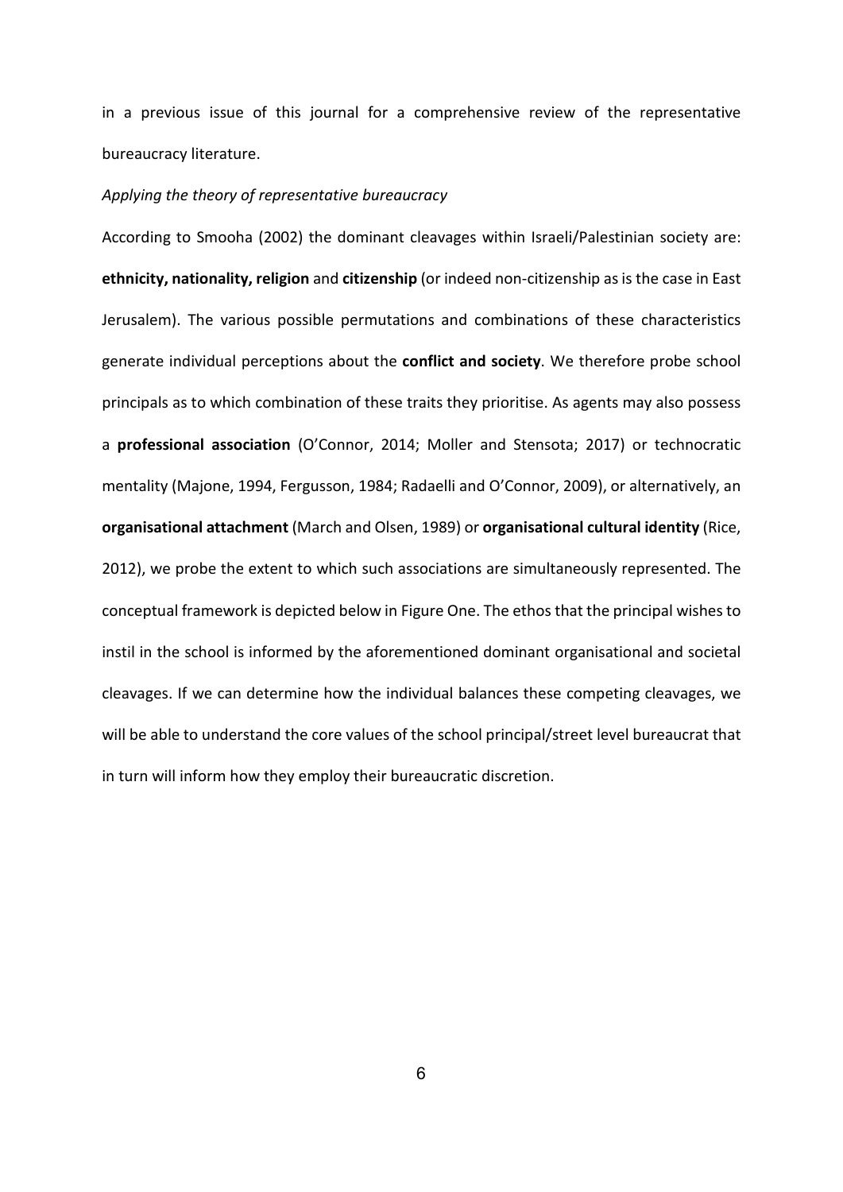in a previous issue of this journal for a comprehensive review of the representative bureaucracy literature.

*Applying the theory of representative bureaucracy*

According to Smooha (2002) the dominant cleavages within Israeli/Palestinian society are: **ethnicity, nationality, religion** and **citizenship** (or indeed non-citizenship as is the case in East Jerusalem). The various possible permutations and combinations of these characteristics generate individual perceptions about the **conflict and society**. We therefore probe school principals as to which combination of these traits they prioritise. As agents may also possess a **professional association** (O'Connor, 2014; Moller and Stensota; 2017) or technocratic mentality (Majone, 1994, Fergusson, 1984; Radaelli and O'Connor, 2009), or alternatively, an **organisational attachment** (March and Olsen, 1989) or **organisational cultural identity** (Rice, 2012), we probe the extent to which such associations are simultaneously represented. The conceptual framework is depicted below in Figure One. The ethos that the principal wishes to instil in the school is informed by the aforementioned dominant organisational and societal cleavages. If we can determine how the individual balances these competing cleavages, we will be able to understand the core values of the school principal/street level bureaucrat that in turn will inform how they employ their bureaucratic discretion.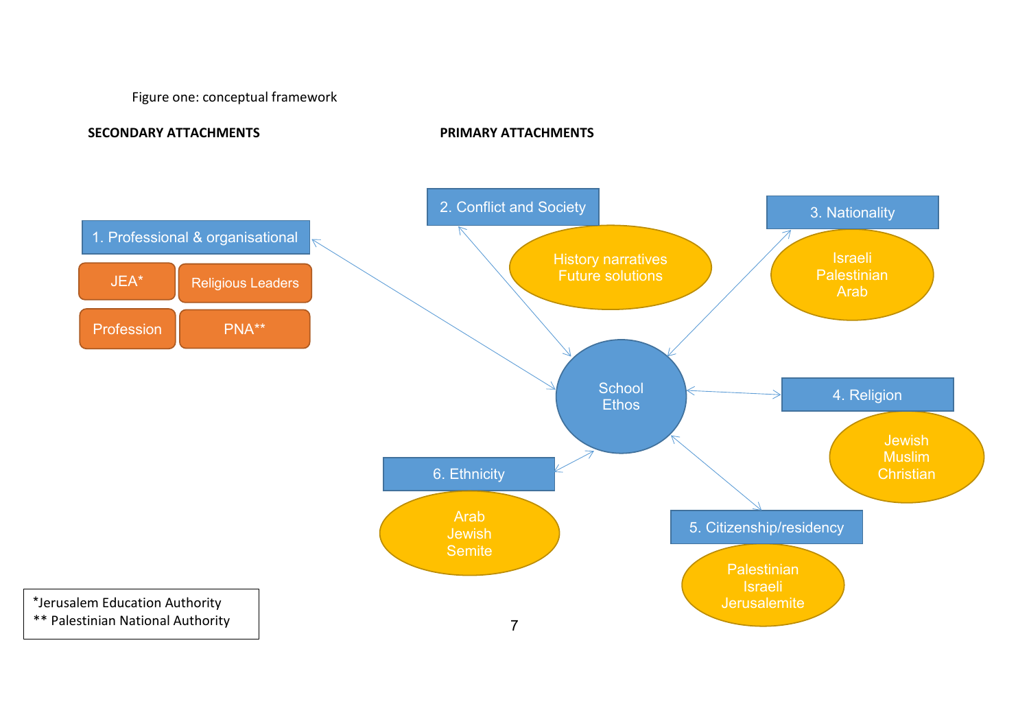Figure one: conceptual framework

**SECONDARY ATTACHMENTS**

**PRIMARY ATTACHMENTS**

1. Professional & organisational
   - JEA*
   - Religious Leaders
   - Profession
   - PNA**

2. Conflict and Society
   - History narratives
   - Future solutions

3. Nationality
   - Israeli
   - Palestinian
   - Arab

School Ethos

4. Religion
   - Jewish
   - Muslim
   - Christian

5. Citizenship/residency
   - Palestinian
   - Israeli
   - Jerusalemite

6. Ethnicity
   - Arab
   - Jewish
   - Semite

*Jerusalem Education Authority
** Palestinian National Authority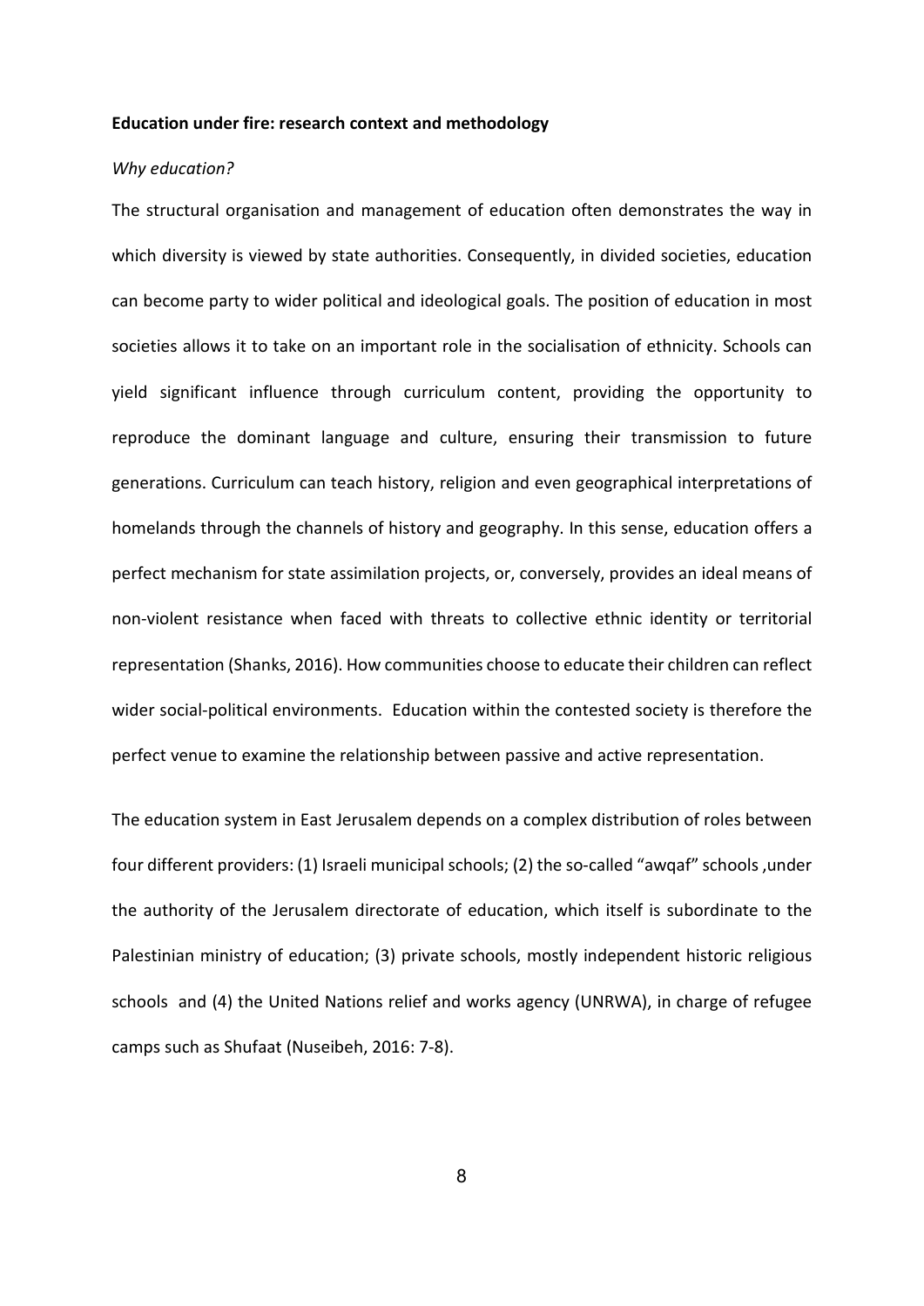**Education under fire: research context and methodology**

*Why education?*

The structural organisation and management of education often demonstrates the way in which diversity is viewed by state authorities. Consequently, in divided societies, education can become party to wider political and ideological goals. The position of education in most societies allows it to take on an important role in the socialisation of ethnicity. Schools can yield significant influence through curriculum content, providing the opportunity to reproduce the dominant language and culture, ensuring their transmission to future generations. Curriculum can teach history, religion and even geographical interpretations of homelands through the channels of history and geography. In this sense, education offers a perfect mechanism for state assimilation projects, or, conversely, provides an ideal means of non-violent resistance when faced with threats to collective ethnic identity or territorial representation (Shanks, 2016). How communities choose to educate their children can reflect wider social-political environments. Education within the contested society is therefore the perfect venue to examine the relationship between passive and active representation.

The education system in East Jerusalem depends on a complex distribution of roles between four different providers: (1) Israeli municipal schools; (2) the so-called "awqaf" schools ,under the authority of the Jerusalem directorate of education, which itself is subordinate to the Palestinian ministry of education; (3) private schools, mostly independent historic religious schools and (4) the United Nations relief and works agency (UNRWA), in charge of refugee camps such as Shufaat (Nuseibeh, 2016: 7-8).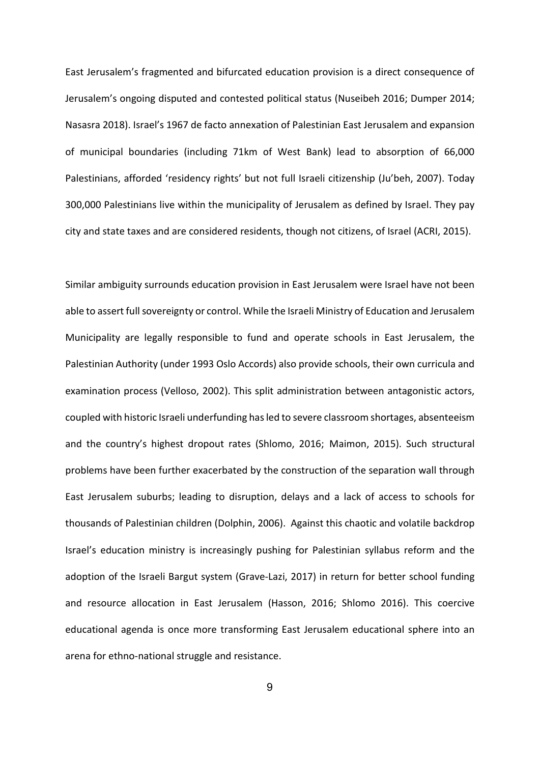East Jerusalem's fragmented and bifurcated education provision is a direct consequence of Jerusalem's ongoing disputed and contested political status (Nuseibeh 2016; Dumper 2014; Nasasra 2018). Israel's 1967 de facto annexation of Palestinian East Jerusalem and expansion of municipal boundaries (including 71km of West Bank) lead to absorption of 66,000 Palestinians, afforded 'residency rights' but not full Israeli citizenship (Ju'beh, 2007). Today 300,000 Palestinians live within the municipality of Jerusalem as defined by Israel. They pay city and state taxes and are considered residents, though not citizens, of Israel (ACRI, 2015).

Similar ambiguity surrounds education provision in East Jerusalem were Israel have not been able to assert full sovereignty or control. While the Israeli Ministry of Education and Jerusalem Municipality are legally responsible to fund and operate schools in East Jerusalem, the Palestinian Authority (under 1993 Oslo Accords) also provide schools, their own curricula and examination process (Velloso, 2002). This split administration between antagonistic actors, coupled with historic Israeli underfunding has led to severe classroom shortages, absenteeism and the country's highest dropout rates (Shlomo, 2016; Maimon, 2015). Such structural problems have been further exacerbated by the construction of the separation wall through East Jerusalem suburbs; leading to disruption, delays and a lack of access to schools for thousands of Palestinian children (Dolphin, 2006). Against this chaotic and volatile backdrop Israel's education ministry is increasingly pushing for Palestinian syllabus reform and the adoption of the Israeli Bargut system (Grave-Lazi, 2017) in return for better school funding and resource allocation in East Jerusalem (Hasson, 2016; Shlomo 2016). This coercive educational agenda is once more transforming East Jerusalem educational sphere into an arena for ethno-national struggle and resistance.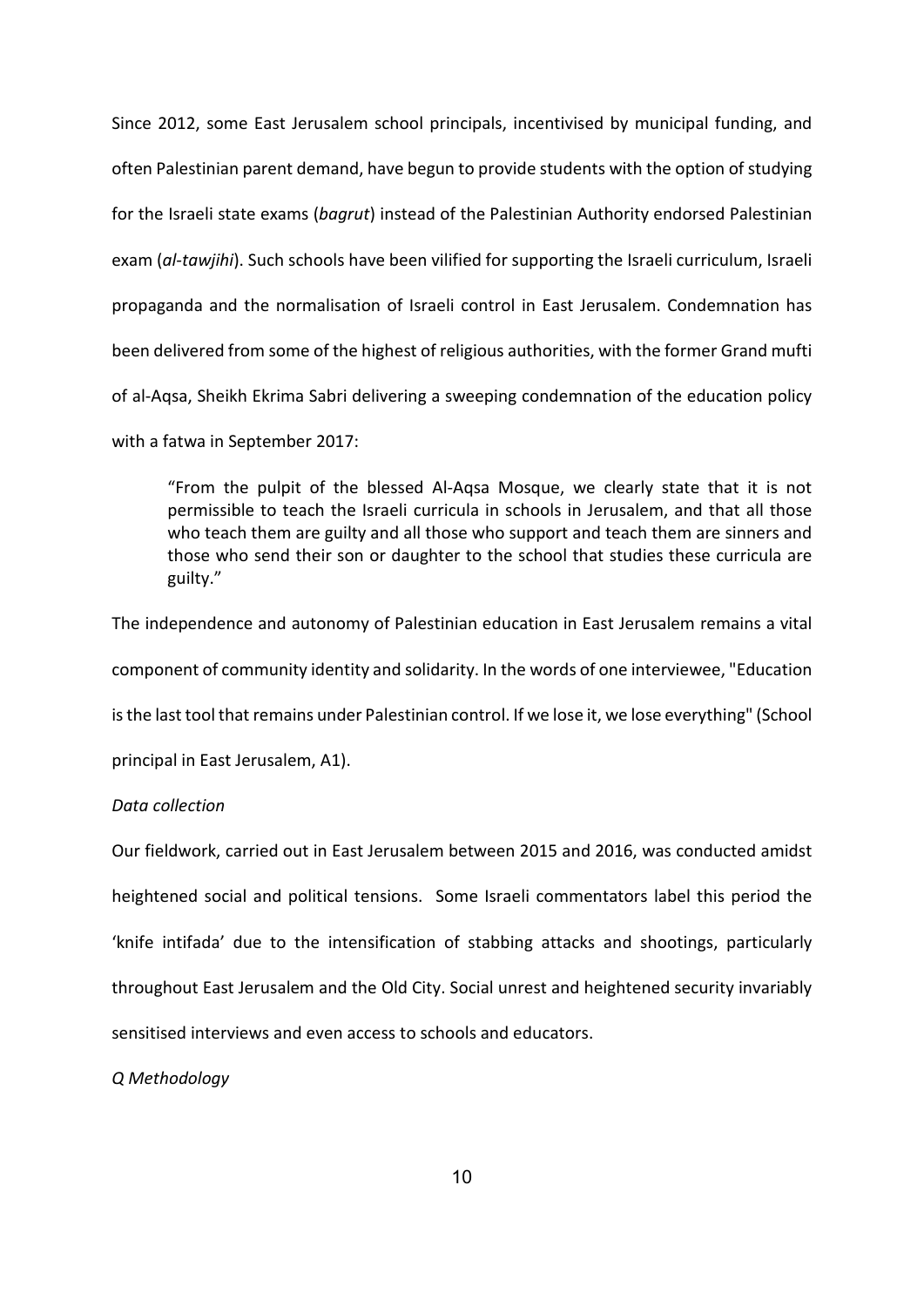Since 2012, some East Jerusalem school principals, incentivised by municipal funding, and often Palestinian parent demand, have begun to provide students with the option of studying for the Israeli state exams (*bagrut*) instead of the Palestinian Authority endorsed Palestinian exam (*al-tawjihi*). Such schools have been vilified for supporting the Israeli curriculum, Israeli propaganda and the normalisation of Israeli control in East Jerusalem. Condemnation has been delivered from some of the highest of religious authorities, with the former Grand mufti of al-Aqsa, Sheikh Ekrima Sabri delivering a sweeping condemnation of the education policy with a fatwa in September 2017:

> "From the pulpit of the blessed Al-Aqsa Mosque, we clearly state that it is not permissible to teach the Israeli curricula in schools in Jerusalem, and that all those who teach them are guilty and all those who support and teach them are sinners and those who send their son or daughter to the school that studies these curricula are guilty."

The independence and autonomy of Palestinian education in East Jerusalem remains a vital component of community identity and solidarity. In the words of one interviewee, "Education is the last tool that remains under Palestinian control. If we lose it, we lose everything" (School principal in East Jerusalem, A1).

*Data collection*

Our fieldwork, carried out in East Jerusalem between 2015 and 2016, was conducted amidst heightened social and political tensions. Some Israeli commentators label this period the 'knife intifada' due to the intensification of stabbing attacks and shootings, particularly throughout East Jerusalem and the Old City. Social unrest and heightened security invariably sensitised interviews and even access to schools and educators.

*Q Methodology*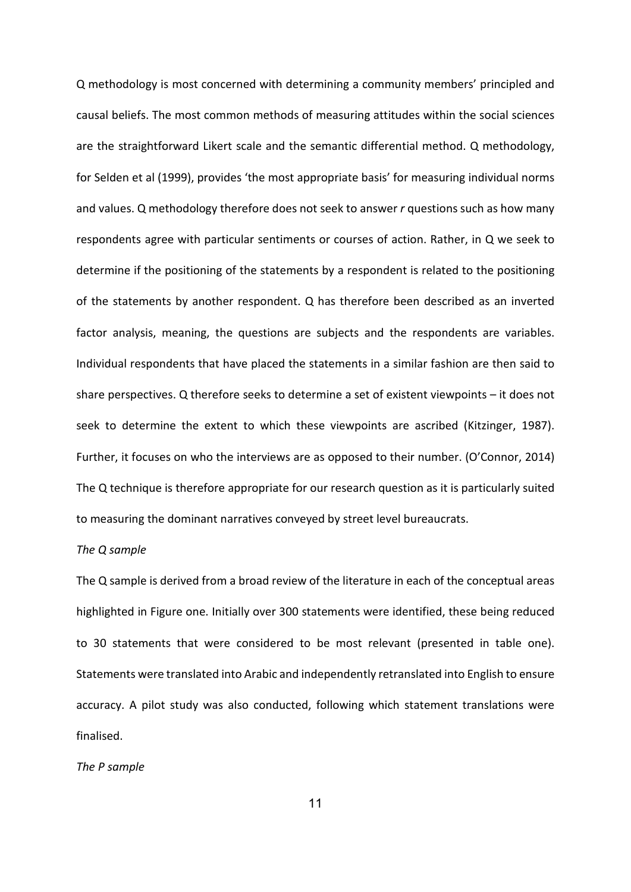Q methodology is most concerned with determining a community members' principled and causal beliefs. The most common methods of measuring attitudes within the social sciences are the straightforward Likert scale and the semantic differential method. Q methodology, for Selden et al (1999), provides 'the most appropriate basis' for measuring individual norms and values. Q methodology therefore does not seek to answer *r* questions such as how many respondents agree with particular sentiments or courses of action. Rather, in Q we seek to determine if the positioning of the statements by a respondent is related to the positioning of the statements by another respondent. Q has therefore been described as an inverted factor analysis, meaning, the questions are subjects and the respondents are variables. Individual respondents that have placed the statements in a similar fashion are then said to share perspectives. Q therefore seeks to determine a set of existent viewpoints – it does not seek to determine the extent to which these viewpoints are ascribed (Kitzinger, 1987). Further, it focuses on who the interviews are as opposed to their number. (O'Connor, 2014) The Q technique is therefore appropriate for our research question as it is particularly suited to measuring the dominant narratives conveyed by street level bureaucrats.

*The Q sample*

The Q sample is derived from a broad review of the literature in each of the conceptual areas highlighted in Figure one. Initially over 300 statements were identified, these being reduced to 30 statements that were considered to be most relevant (presented in table one). Statements were translated into Arabic and independently retranslated into English to ensure accuracy. A pilot study was also conducted, following which statement translations were finalised.

*The P sample*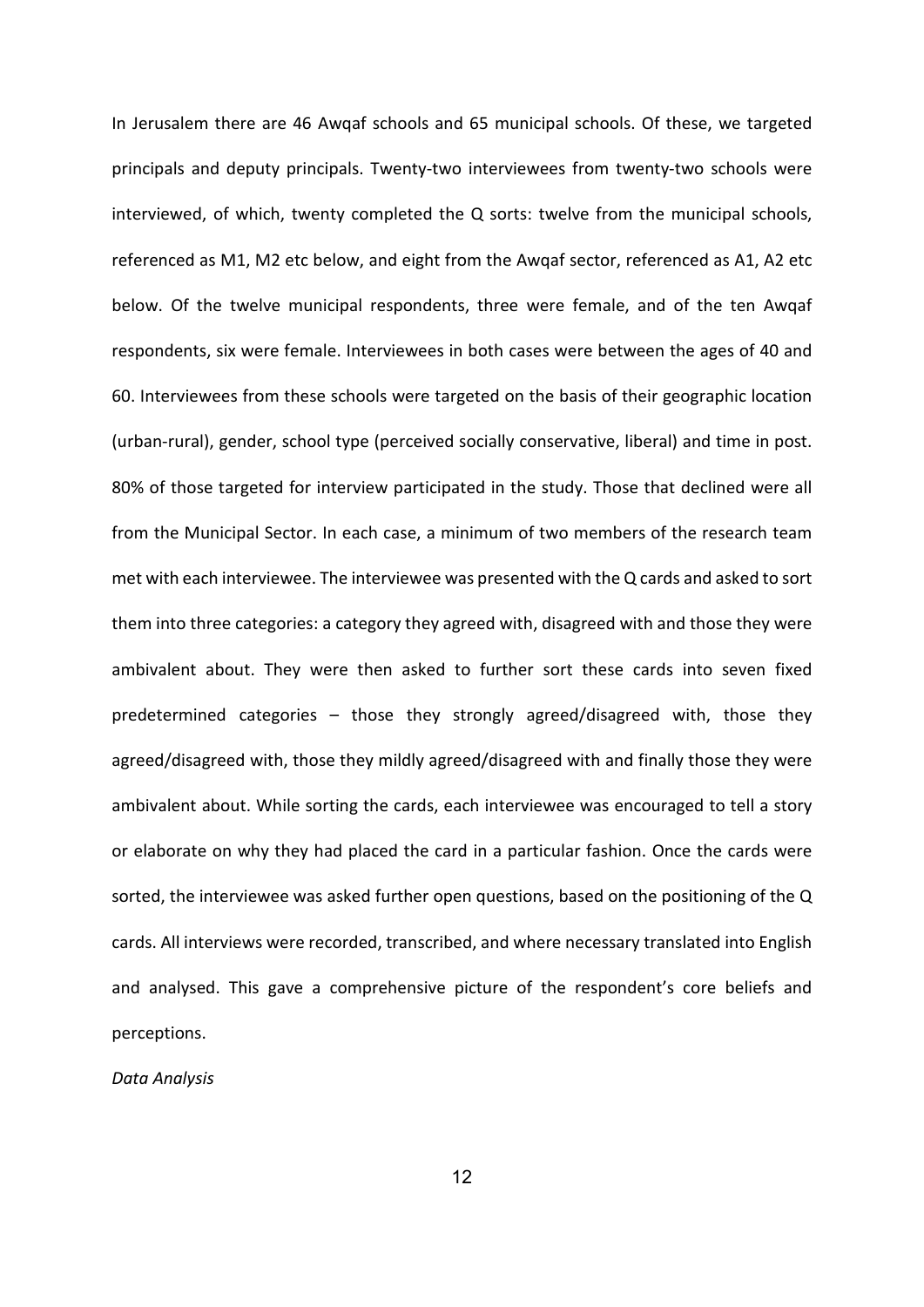In Jerusalem there are 46 Awqaf schools and 65 municipal schools. Of these, we targeted principals and deputy principals. Twenty-two interviewees from twenty-two schools were interviewed, of which, twenty completed the Q sorts: twelve from the municipal schools, referenced as M1, M2 etc below, and eight from the Awqaf sector, referenced as A1, A2 etc below. Of the twelve municipal respondents, three were female, and of the ten Awqaf respondents, six were female. Interviewees in both cases were between the ages of 40 and 60. Interviewees from these schools were targeted on the basis of their geographic location (urban-rural), gender, school type (perceived socially conservative, liberal) and time in post. 80% of those targeted for interview participated in the study. Those that declined were all from the Municipal Sector. In each case, a minimum of two members of the research team met with each interviewee. The interviewee was presented with the Q cards and asked to sort them into three categories: a category they agreed with, disagreed with and those they were ambivalent about. They were then asked to further sort these cards into seven fixed predetermined categories – those they strongly agreed/disagreed with, those they agreed/disagreed with, those they mildly agreed/disagreed with and finally those they were ambivalent about. While sorting the cards, each interviewee was encouraged to tell a story or elaborate on why they had placed the card in a particular fashion. Once the cards were sorted, the interviewee was asked further open questions, based on the positioning of the Q cards. All interviews were recorded, transcribed, and where necessary translated into English and analysed. This gave a comprehensive picture of the respondent's core beliefs and perceptions.

*Data Analysis*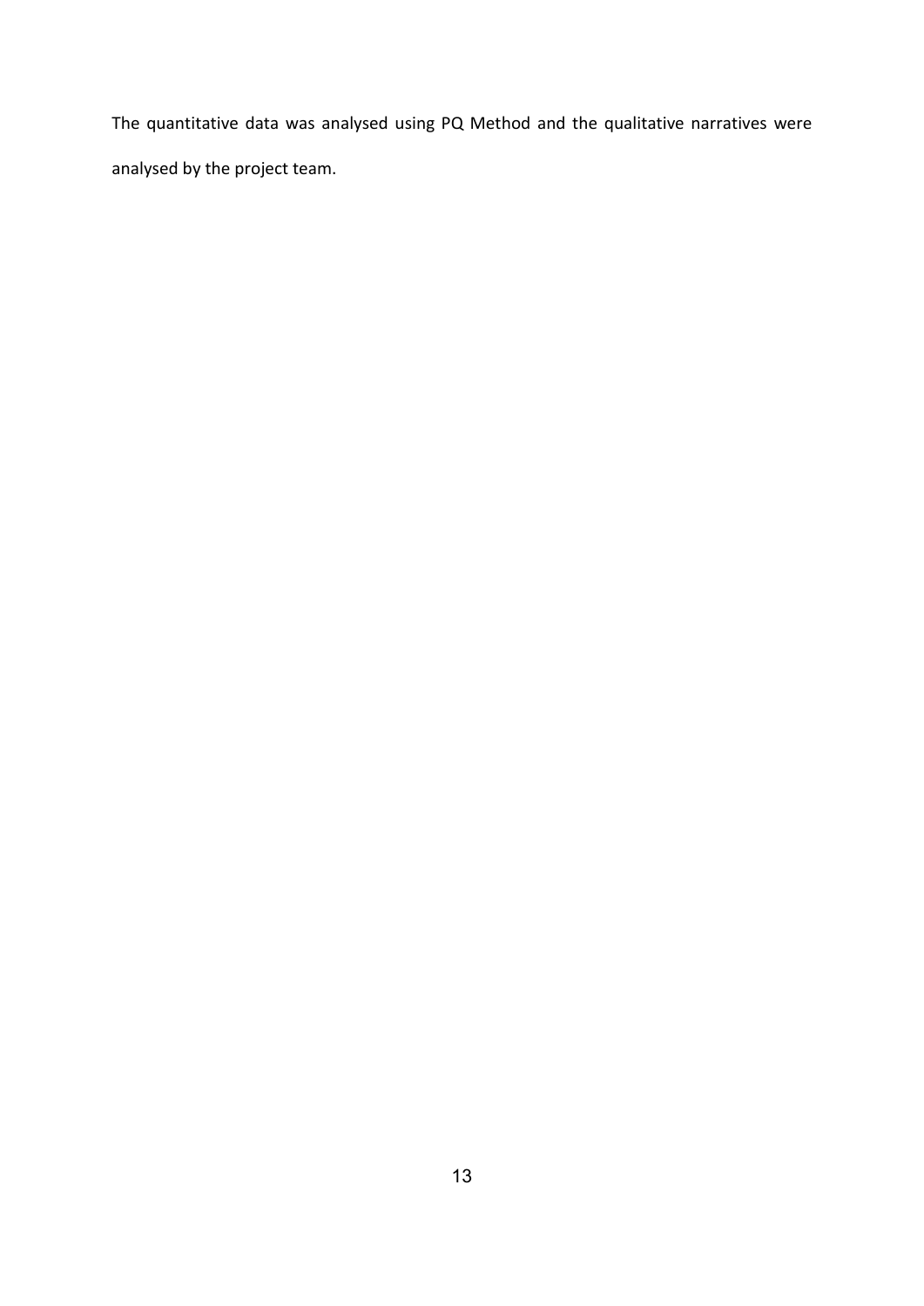The quantitative data was analysed using PQ Method and the qualitative narratives were analysed by the project team.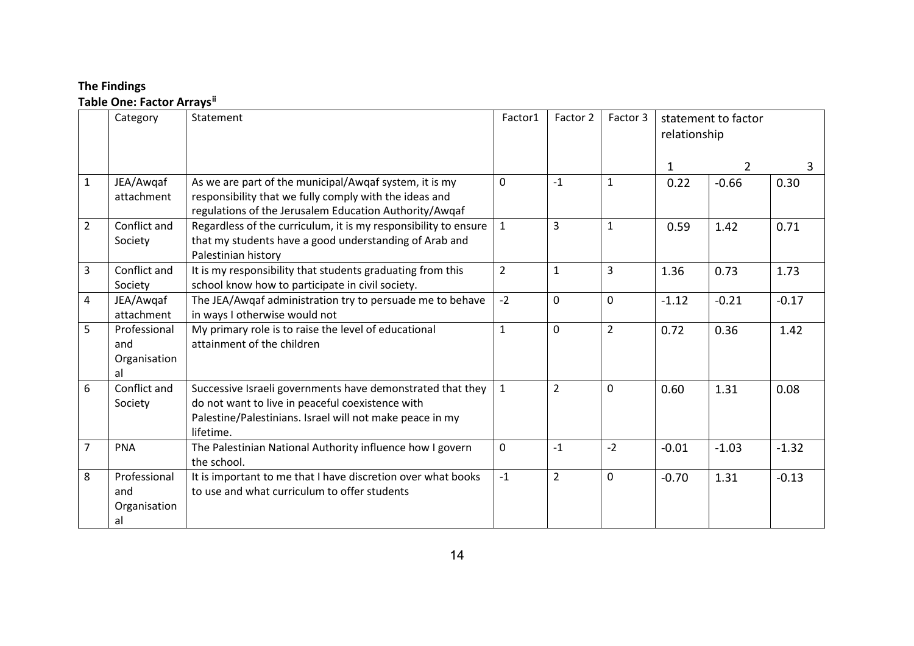**The Findings**

**Table One: Factor Arrays**[ii]

| | Category | Statement | Factor1 | Factor 2 | Factor 3 | statement to factor relationship | | |
|---|---|---|---|---|---|---|---|---|
| | | | | | | 1 | 2 | 3 |
| 1 | JEA/Awqaf attachment | As we are part of the municipal/Awqaf system, it is my responsibility that we fully comply with the ideas and regulations of the Jerusalem Education Authority/Awqaf | 0 | -1 | 1 | 0.22 | -0.66 | 0.30 |
| 2 | Conflict and Society | Regardless of the curriculum, it is my responsibility to ensure that my students have a good understanding of Arab and Palestinian history | 1 | 3 | 1 | 0.59 | 1.42 | 0.71 |
| 3 | Conflict and Society | It is my responsibility that students graduating from this school know how to participate in civil society. | 2 | 1 | 3 | 1.36 | 0.73 | 1.73 |
| 4 | JEA/Awqaf attachment | The JEA/Awqaf administration try to persuade me to behave in ways I otherwise would not | -2 | 0 | 0 | -1.12 | -0.21 | -0.17 |
| 5 | Professional and Organisational | My primary role is to raise the level of educational attainment of the children | 1 | 0 | 2 | 0.72 | 0.36 | 1.42 |
| 6 | Conflict and Society | Successive Israeli governments have demonstrated that they do not want to live in peaceful coexistence with Palestine/Palestinians. Israel will not make peace in my lifetime. | 1 | 2 | 0 | 0.60 | 1.31 | 0.08 |
| 7 | PNA | The Palestinian National Authority influence how I govern the school. | 0 | -1 | -2 | -0.01 | -1.03 | -1.32 |
| 8 | Professional and Organisational | It is important to me that I have discretion over what books to use and what curriculum to offer students | -1 | 2 | 0 | -0.70 | 1.31 | -0.13 |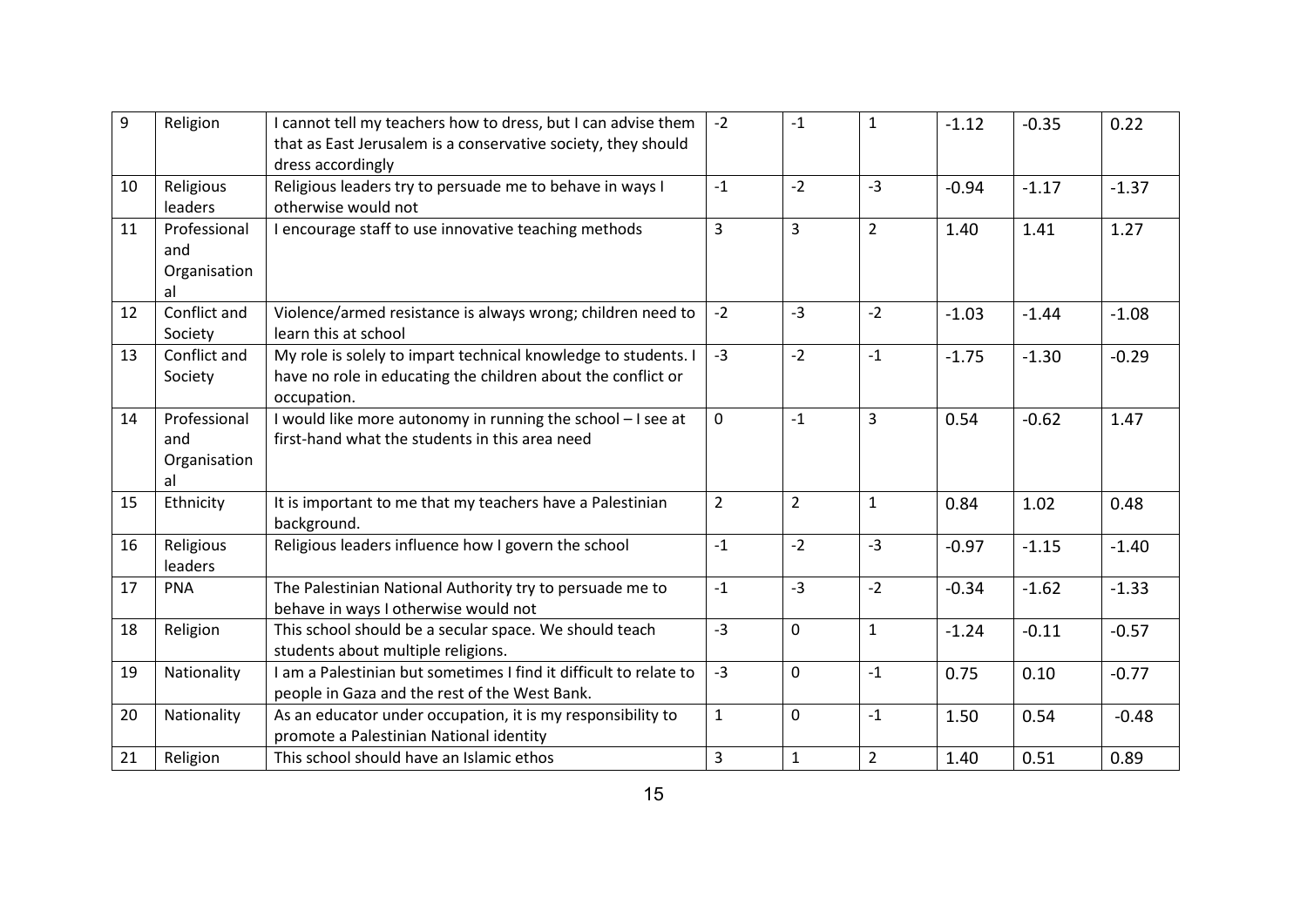| 9 | Religion | I cannot tell my teachers how to dress, but I can advise them that as East Jerusalem is a conservative society, they should dress accordingly | -2 | -1 | 1 | -1.12 | -0.35 | 0.22 |
|---|---|---|---|---|---|---|---|---|
| 10 | Religious leaders | Religious leaders try to persuade me to behave in ways I otherwise would not | -1 | -2 | -3 | -0.94 | -1.17 | -1.37 |
| 11 | Professional and Organisational | I encourage staff to use innovative teaching methods | 3 | 3 | 2 | 1.40 | 1.41 | 1.27 |
| 12 | Conflict and Society | Violence/armed resistance is always wrong; children need to learn this at school | -2 | -3 | -2 | -1.03 | -1.44 | -1.08 |
| 13 | Conflict and Society | My role is solely to impart technical knowledge to students. I have no role in educating the children about the conflict or occupation. | -3 | -2 | -1 | -1.75 | -1.30 | -0.29 |
| 14 | Professional and Organisational | I would like more autonomy in running the school – I see at first-hand what the students in this area need | 0 | -1 | 3 | 0.54 | -0.62 | 1.47 |
| 15 | Ethnicity | It is important to me that my teachers have a Palestinian background. | 2 | 2 | 1 | 0.84 | 1.02 | 0.48 |
| 16 | Religious leaders | Religious leaders influence how I govern the school | -1 | -2 | -3 | -0.97 | -1.15 | -1.40 |
| 17 | PNA | The Palestinian National Authority try to persuade me to behave in ways I otherwise would not | -1 | -3 | -2 | -0.34 | -1.62 | -1.33 |
| 18 | Religion | This school should be a secular space. We should teach students about multiple religions. | -3 | 0 | 1 | -1.24 | -0.11 | -0.57 |
| 19 | Nationality | I am a Palestinian but sometimes I find it difficult to relate to people in Gaza and the rest of the West Bank. | -3 | 0 | -1 | 0.75 | 0.10 | -0.77 |
| 20 | Nationality | As an educator under occupation, it is my responsibility to promote a Palestinian National identity | 1 | 0 | -1 | 1.50 | 0.54 | -0.48 |
| 21 | Religion | This school should have an Islamic ethos | 3 | 1 | 2 | 1.40 | 0.51 | 0.89 |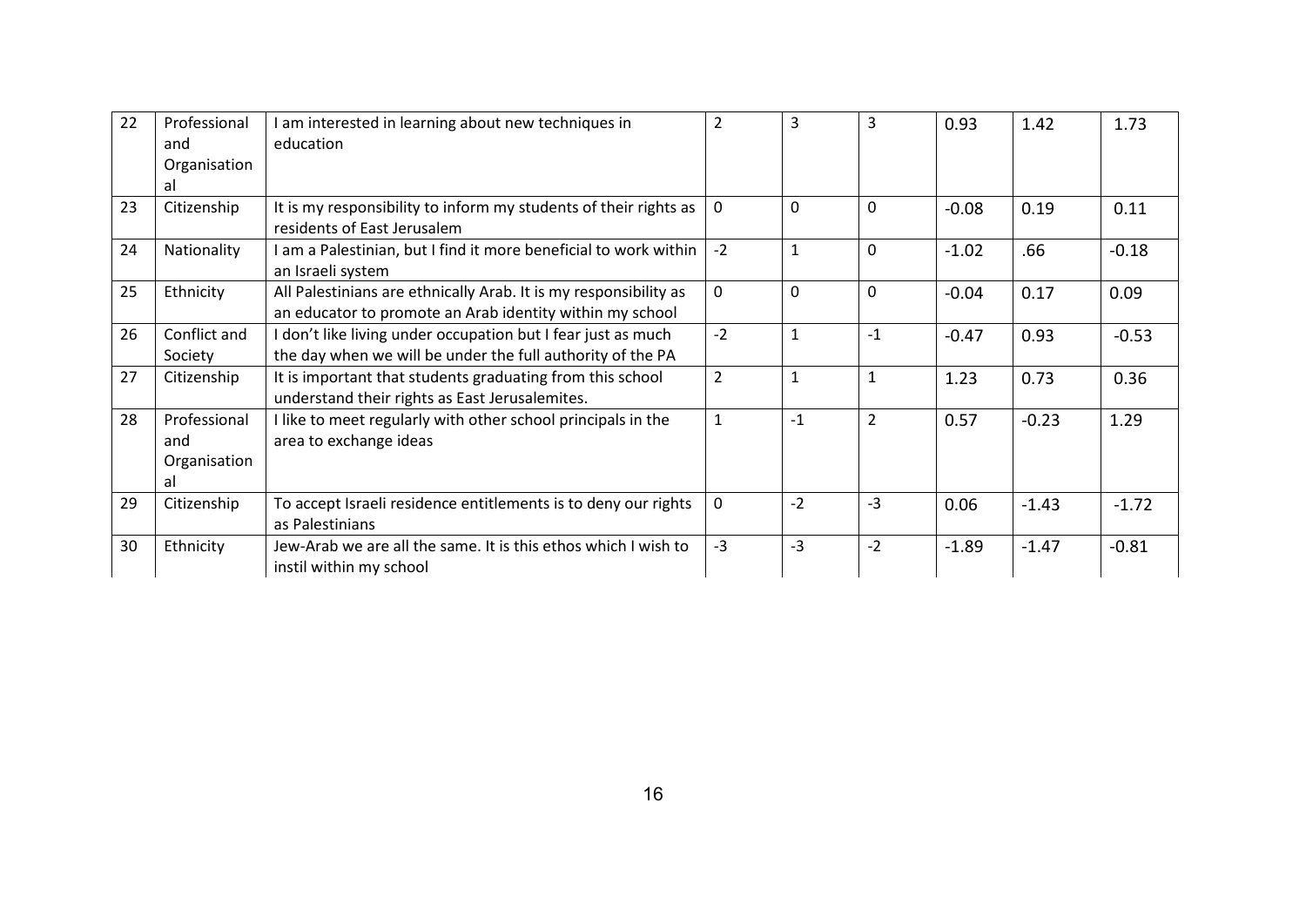| | | | | | | | | |
|---|---|---|---|---|---|---|---|---|
| 22 | Professional and Organisational | I am interested in learning about new techniques in education | 2 | 3 | 3 | 0.93 | 1.42 | 1.73 |
| 23 | Citizenship | It is my responsibility to inform my students of their rights as residents of East Jerusalem | 0 | 0 | 0 | -0.08 | 0.19 | 0.11 |
| 24 | Nationality | I am a Palestinian, but I find it more beneficial to work within an Israeli system | -2 | 1 | 0 | -1.02 | .66 | -0.18 |
| 25 | Ethnicity | All Palestinians are ethnically Arab. It is my responsibility as an educator to promote an Arab identity within my school | 0 | 0 | 0 | -0.04 | 0.17 | 0.09 |
| 26 | Conflict and Society | I don't like living under occupation but I fear just as much the day when we will be under the full authority of the PA | -2 | 1 | -1 | -0.47 | 0.93 | -0.53 |
| 27 | Citizenship | It is important that students graduating from this school understand their rights as East Jerusalemites. | 2 | 1 | 1 | 1.23 | 0.73 | 0.36 |
| 28 | Professional and Organisational | I like to meet regularly with other school principals in the area to exchange ideas | 1 | -1 | 2 | 0.57 | -0.23 | 1.29 |
| 29 | Citizenship | To accept Israeli residence entitlements is to deny our rights as Palestinians | 0 | -2 | -3 | 0.06 | -1.43 | -1.72 |
| 30 | Ethnicity | Jew-Arab we are all the same. It is this ethos which I wish to instil within my school | -3 | -3 | -2 | -1.89 | -1.47 | -0.81 |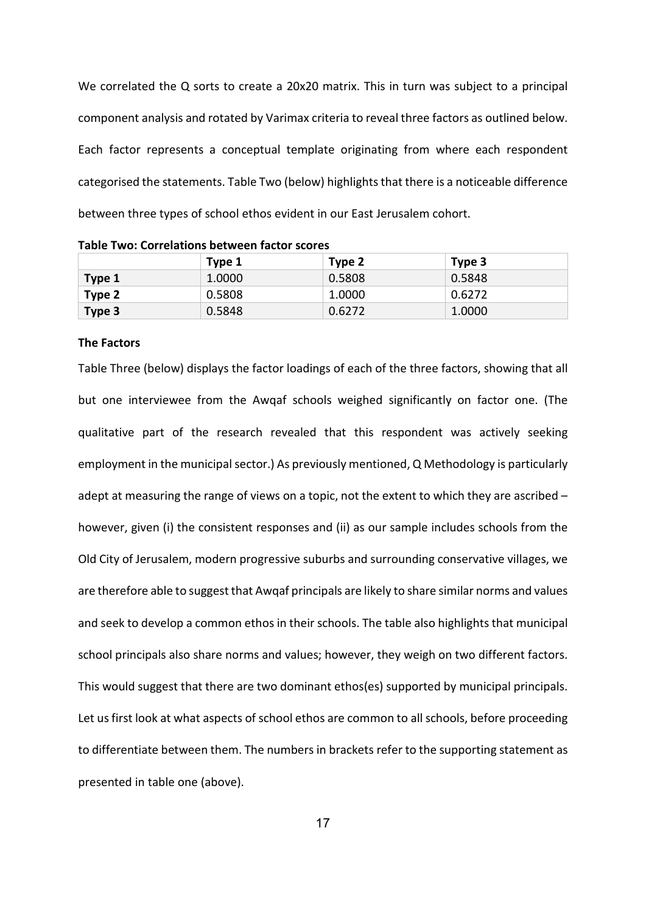We correlated the Q sorts to create a 20x20 matrix. This in turn was subject to a principal component analysis and rotated by Varimax criteria to reveal three factors as outlined below. Each factor represents a conceptual template originating from where each respondent categorised the statements. Table Two (below) highlights that there is a noticeable difference between three types of school ethos evident in our East Jerusalem cohort.

**Table Two: Correlations between factor scores**

| | Type 1 | Type 2 | Type 3 |
|---|---|---|---|
| **Type 1** | 1.0000 | 0.5808 | 0.5848 |
| **Type 2** | 0.5808 | 1.0000 | 0.6272 |
| **Type 3** | 0.5848 | 0.6272 | 1.0000 |

**The Factors**

Table Three (below) displays the factor loadings of each of the three factors, showing that all but one interviewee from the Awqaf schools weighed significantly on factor one. (The qualitative part of the research revealed that this respondent was actively seeking employment in the municipal sector.) As previously mentioned, Q Methodology is particularly adept at measuring the range of views on a topic, not the extent to which they are ascribed – however, given (i) the consistent responses and (ii) as our sample includes schools from the Old City of Jerusalem, modern progressive suburbs and surrounding conservative villages, we are therefore able to suggest that Awqaf principals are likely to share similar norms and values and seek to develop a common ethos in their schools. The table also highlights that municipal school principals also share norms and values; however, they weigh on two different factors. This would suggest that there are two dominant ethos(es) supported by municipal principals. Let us first look at what aspects of school ethos are common to all schools, before proceeding to differentiate between them. The numbers in brackets refer to the supporting statement as presented in table one (above).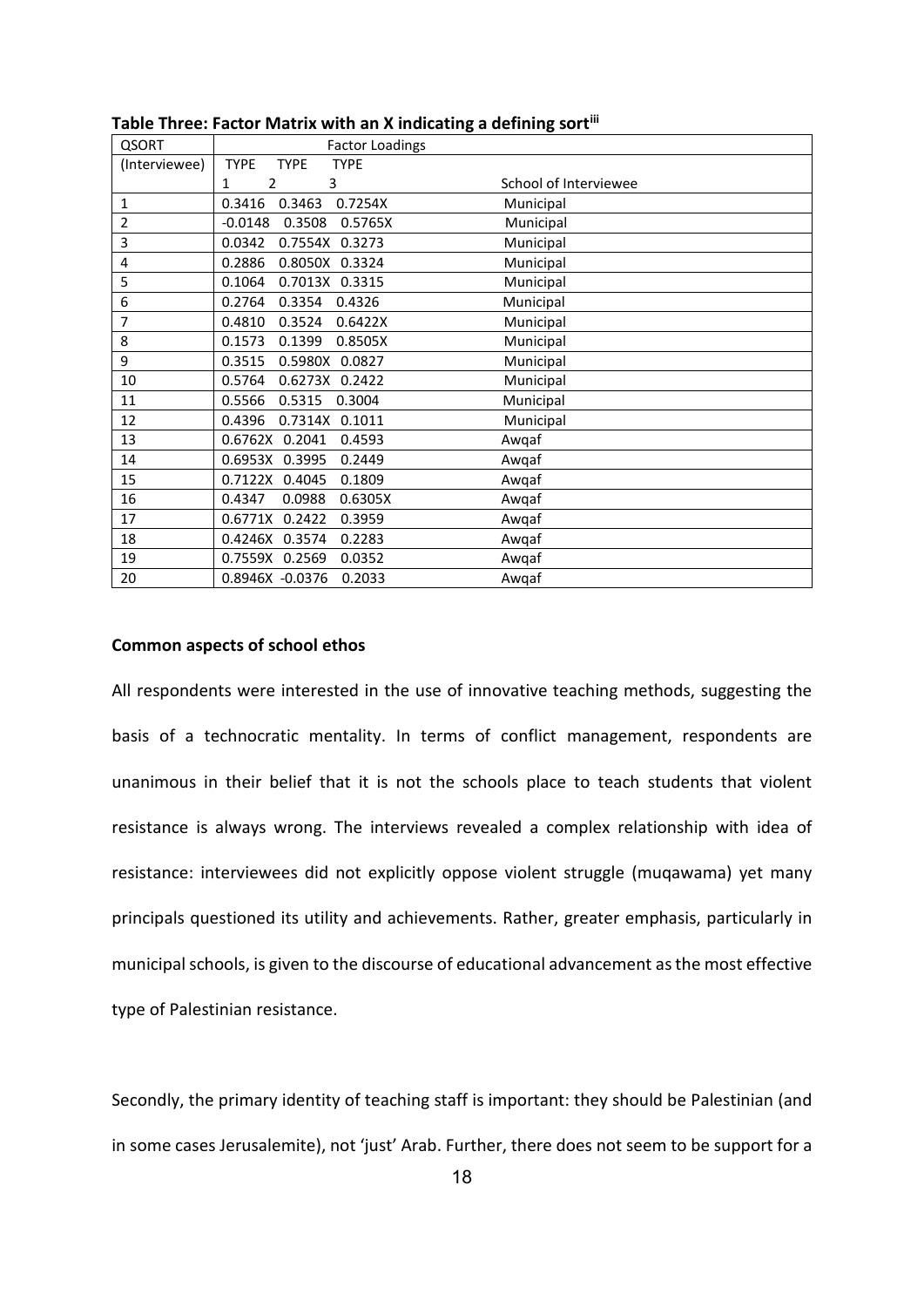**Table Three: Factor Matrix with an X indicating a defining sort**[iii]

| QSORT | Factor Loadings | | | |
|---|---|---|---|---|
| (Interviewee) | TYPE 1 | TYPE 2 | TYPE 3 | School of Interviewee |
| 1 | 0.3416 | 0.3463 | 0.7254X | Municipal |
| 2 | -0.0148 | 0.3508 | 0.5765X | Municipal |
| 3 | 0.0342 | 0.7554X | 0.3273 | Municipal |
| 4 | 0.2886 | 0.8050X | 0.3324 | Municipal |
| 5 | 0.1064 | 0.7013X | 0.3315 | Municipal |
| 6 | 0.2764 | 0.3354 | 0.4326 | Municipal |
| 7 | 0.4810 | 0.3524 | 0.6422X | Municipal |
| 8 | 0.1573 | 0.1399 | 0.8505X | Municipal |
| 9 | 0.3515 | 0.5980X | 0.0827 | Municipal |
| 10 | 0.5764 | 0.6273X | 0.2422 | Municipal |
| 11 | 0.5566 | 0.5315 | 0.3004 | Municipal |
| 12 | 0.4396 | 0.7314X | 0.1011 | Municipal |
| 13 | 0.6762X | 0.2041 | 0.4593 | Awqaf |
| 14 | 0.6953X | 0.3995 | 0.2449 | Awqaf |
| 15 | 0.7122X | 0.4045 | 0.1809 | Awqaf |
| 16 | 0.4347 | 0.0988 | 0.6305X | Awqaf |
| 17 | 0.6771X | 0.2422 | 0.3959 | Awqaf |
| 18 | 0.4246X | 0.3574 | 0.2283 | Awqaf |
| 19 | 0.7559X | 0.2569 | 0.0352 | Awqaf |
| 20 | 0.8946X | -0.0376 | 0.2033 | Awqaf |

**Common aspects of school ethos**

All respondents were interested in the use of innovative teaching methods, suggesting the basis of a technocratic mentality. In terms of conflict management, respondents are unanimous in their belief that it is not the schools place to teach students that violent resistance is always wrong. The interviews revealed a complex relationship with idea of resistance: interviewees did not explicitly oppose violent struggle (muqawama) yet many principals questioned its utility and achievements. Rather, greater emphasis, particularly in municipal schools, is given to the discourse of educational advancement as the most effective type of Palestinian resistance.

Secondly, the primary identity of teaching staff is important: they should be Palestinian (and in some cases Jerusalemite), not 'just' Arab. Further, there does not seem to be support for a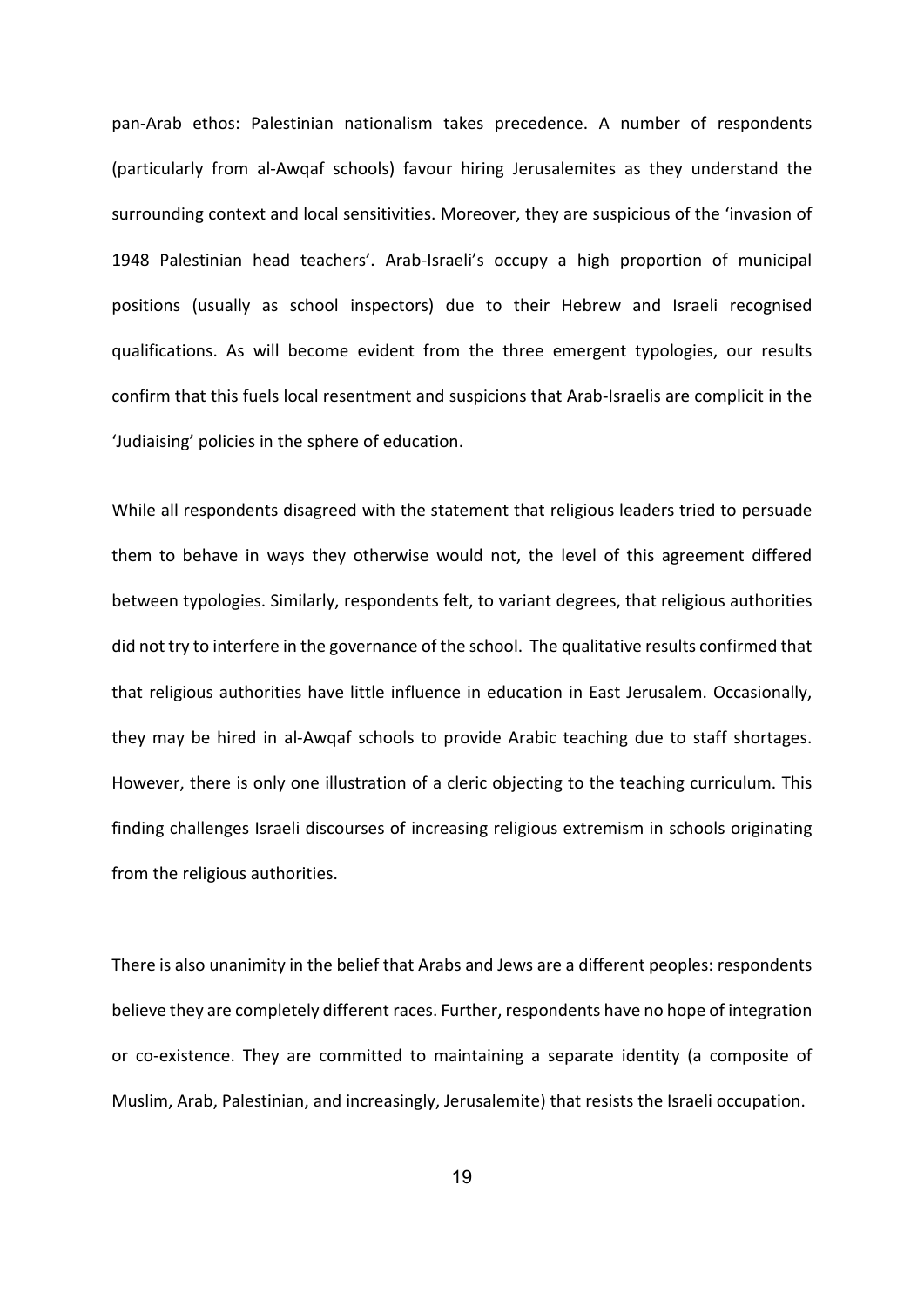pan-Arab ethos: Palestinian nationalism takes precedence. A number of respondents (particularly from al-Awqaf schools) favour hiring Jerusalemites as they understand the surrounding context and local sensitivities. Moreover, they are suspicious of the 'invasion of 1948 Palestinian head teachers'. Arab-Israeli's occupy a high proportion of municipal positions (usually as school inspectors) due to their Hebrew and Israeli recognised qualifications. As will become evident from the three emergent typologies, our results confirm that this fuels local resentment and suspicions that Arab-Israelis are complicit in the 'Judiaising' policies in the sphere of education.

While all respondents disagreed with the statement that religious leaders tried to persuade them to behave in ways they otherwise would not, the level of this agreement differed between typologies. Similarly, respondents felt, to variant degrees, that religious authorities did not try to interfere in the governance of the school. The qualitative results confirmed that that religious authorities have little influence in education in East Jerusalem. Occasionally, they may be hired in al-Awqaf schools to provide Arabic teaching due to staff shortages. However, there is only one illustration of a cleric objecting to the teaching curriculum. This finding challenges Israeli discourses of increasing religious extremism in schools originating from the religious authorities.

There is also unanimity in the belief that Arabs and Jews are a different peoples: respondents believe they are completely different races. Further, respondents have no hope of integration or co-existence. They are committed to maintaining a separate identity (a composite of Muslim, Arab, Palestinian, and increasingly, Jerusalemite) that resists the Israeli occupation.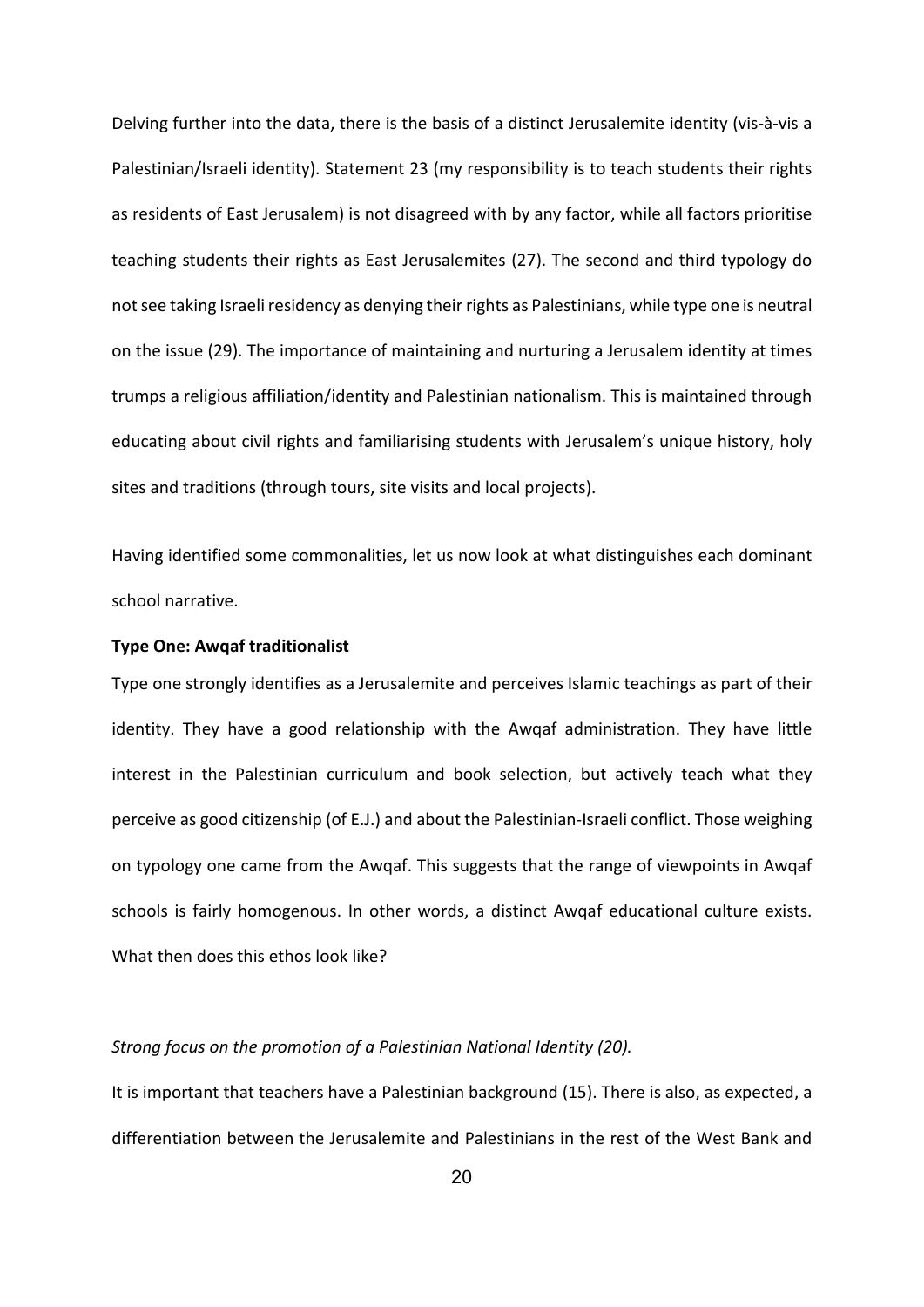Delving further into the data, there is the basis of a distinct Jerusalemite identity (vis-à-vis a Palestinian/Israeli identity). Statement 23 (my responsibility is to teach students their rights as residents of East Jerusalem) is not disagreed with by any factor, while all factors prioritise teaching students their rights as East Jerusalemites (27). The second and third typology do not see taking Israeli residency as denying their rights as Palestinians, while type one is neutral on the issue (29). The importance of maintaining and nurturing a Jerusalem identity at times trumps a religious affiliation/identity and Palestinian nationalism. This is maintained through educating about civil rights and familiarising students with Jerusalem's unique history, holy sites and traditions (through tours, site visits and local projects).

Having identified some commonalities, let us now look at what distinguishes each dominant school narrative.

**Type One: Awqaf traditionalist**

Type one strongly identifies as a Jerusalemite and perceives Islamic teachings as part of their identity. They have a good relationship with the Awqaf administration. They have little interest in the Palestinian curriculum and book selection, but actively teach what they perceive as good citizenship (of E.J.) and about the Palestinian-Israeli conflict. Those weighing on typology one came from the Awqaf. This suggests that the range of viewpoints in Awqaf schools is fairly homogenous. In other words, a distinct Awqaf educational culture exists. What then does this ethos look like?

*Strong focus on the promotion of a Palestinian National Identity (20).*

It is important that teachers have a Palestinian background (15). There is also, as expected, a differentiation between the Jerusalemite and Palestinians in the rest of the West Bank and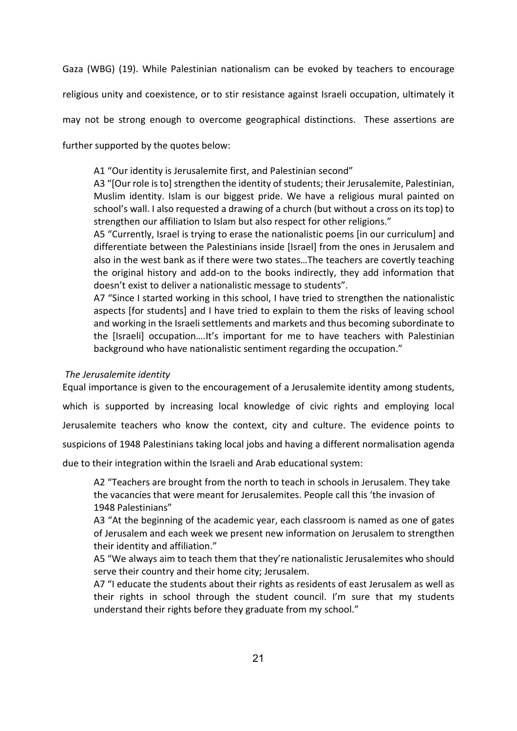Gaza (WBG) (19). While Palestinian nationalism can be evoked by teachers to encourage religious unity and coexistence, or to stir resistance against Israeli occupation, ultimately it may not be strong enough to overcome geographical distinctions. These assertions are further supported by the quotes below:

> A1 "Our identity is Jerusalemite first, and Palestinian second"
>
> A3 "[Our role is to] strengthen the identity of students; their Jerusalemite, Palestinian, Muslim identity. Islam is our biggest pride. We have a religious mural painted on school's wall. I also requested a drawing of a church (but without a cross on its top) to strengthen our affiliation to Islam but also respect for other religions."
>
> A5 "Currently, Israel is trying to erase the nationalistic poems [in our curriculum] and differentiate between the Palestinians inside [Israel] from the ones in Jerusalem and also in the west bank as if there were two states…The teachers are covertly teaching the original history and add-on to the books indirectly, they add information that doesn't exist to deliver a nationalistic message to students".
>
> A7 "Since I started working in this school, I have tried to strengthen the nationalistic aspects [for students] and I have tried to explain to them the risks of leaving school and working in the Israeli settlements and markets and thus becoming subordinate to the [Israeli] occupation….It's important for me to have teachers with Palestinian background who have nationalistic sentiment regarding the occupation."

*The Jerusalemite identity*

Equal importance is given to the encouragement of a Jerusalemite identity among students, which is supported by increasing local knowledge of civic rights and employing local Jerusalemite teachers who know the context, city and culture. The evidence points to suspicions of 1948 Palestinians taking local jobs and having a different normalisation agenda due to their integration within the Israeli and Arab educational system:

> A2 "Teachers are brought from the north to teach in schools in Jerusalem. They take the vacancies that were meant for Jerusalemites. People call this 'the invasion of 1948 Palestinians"
>
> A3 "At the beginning of the academic year, each classroom is named as one of gates of Jerusalem and each week we present new information on Jerusalem to strengthen their identity and affiliation."
>
> A5 "We always aim to teach them that they're nationalistic Jerusalemites who should serve their country and their home city; Jerusalem.
>
> A7 "I educate the students about their rights as residents of east Jerusalem as well as their rights in school through the student council. I'm sure that my students understand their rights before they graduate from my school."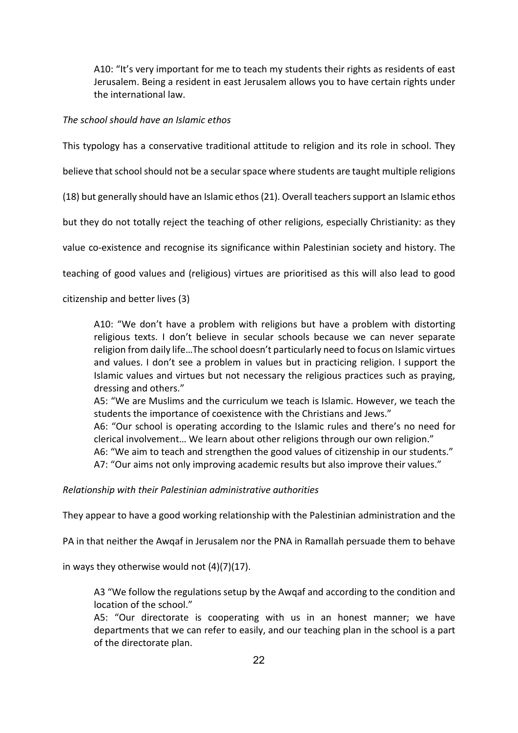> A10: "It's very important for me to teach my students their rights as residents of east Jerusalem. Being a resident in east Jerusalem allows you to have certain rights under the international law.

*The school should have an Islamic ethos*

This typology has a conservative traditional attitude to religion and its role in school. They believe that school should not be a secular space where students are taught multiple religions (18) but generally should have an Islamic ethos (21). Overall teachers support an Islamic ethos but they do not totally reject the teaching of other religions, especially Christianity: as they value co-existence and recognise its significance within Palestinian society and history. The teaching of good values and (religious) virtues are prioritised as this will also lead to good citizenship and better lives (3)

> A10: "We don't have a problem with religions but have a problem with distorting religious texts. I don't believe in secular schools because we can never separate religion from daily life…The school doesn't particularly need to focus on Islamic virtues and values. I don't see a problem in values but in practicing religion. I support the Islamic values and virtues but not necessary the religious practices such as praying, dressing and others."
> A5: "We are Muslims and the curriculum we teach is Islamic. However, we teach the students the importance of coexistence with the Christians and Jews."
> A6: "Our school is operating according to the Islamic rules and there's no need for clerical involvement… We learn about other religions through our own religion."
> A6: "We aim to teach and strengthen the good values of citizenship in our students."
> A7: "Our aims not only improving academic results but also improve their values."

*Relationship with their Palestinian administrative authorities*

They appear to have a good working relationship with the Palestinian administration and the PA in that neither the Awqaf in Jerusalem nor the PNA in Ramallah persuade them to behave in ways they otherwise would not (4)(7)(17).

> A3 "We follow the regulations setup by the Awqaf and according to the condition and location of the school."
> A5: "Our directorate is cooperating with us in an honest manner; we have departments that we can refer to easily, and our teaching plan in the school is a part of the directorate plan.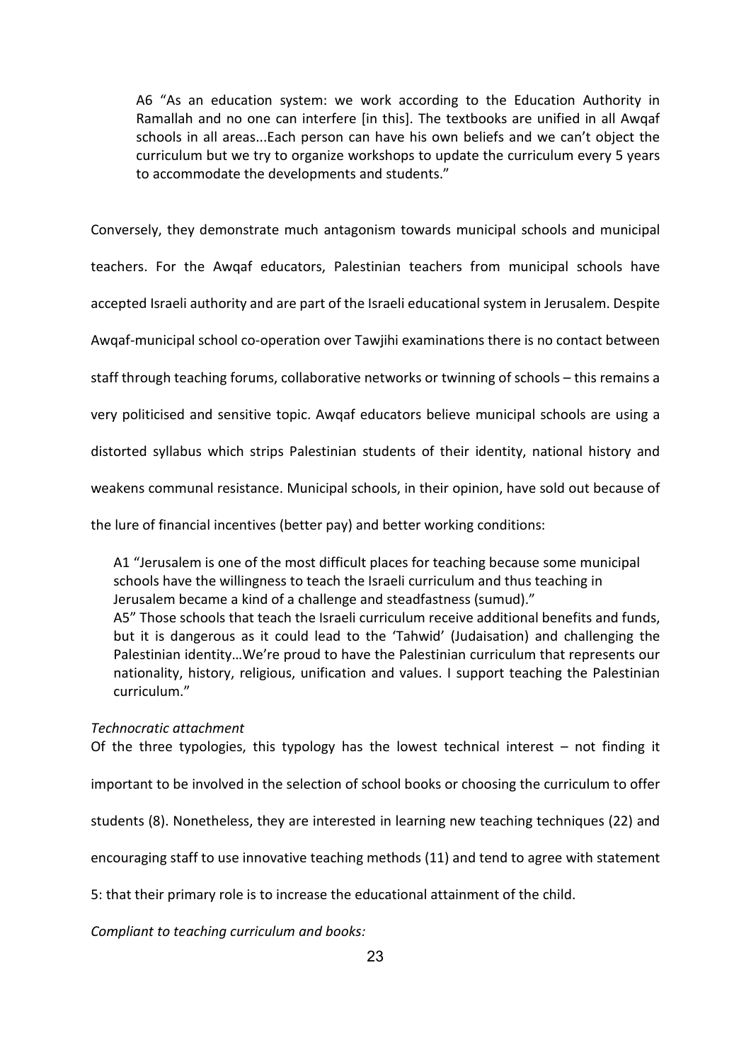> A6 "As an education system: we work according to the Education Authority in Ramallah and no one can interfere [in this]. The textbooks are unified in all Awqaf schools in all areas...Each person can have his own beliefs and we can't object the curriculum but we try to organize workshops to update the curriculum every 5 years to accommodate the developments and students."

Conversely, they demonstrate much antagonism towards municipal schools and municipal teachers. For the Awqaf educators, Palestinian teachers from municipal schools have accepted Israeli authority and are part of the Israeli educational system in Jerusalem. Despite Awqaf-municipal school co-operation over Tawjihi examinations there is no contact between staff through teaching forums, collaborative networks or twinning of schools – this remains a very politicised and sensitive topic. Awqaf educators believe municipal schools are using a distorted syllabus which strips Palestinian students of their identity, national history and weakens communal resistance. Municipal schools, in their opinion, have sold out because of the lure of financial incentives (better pay) and better working conditions:

> A1 "Jerusalem is one of the most difficult places for teaching because some municipal schools have the willingness to teach the Israeli curriculum and thus teaching in Jerusalem became a kind of a challenge and steadfastness (sumud)."
> A5" Those schools that teach the Israeli curriculum receive additional benefits and funds, but it is dangerous as it could lead to the 'Tahwid' (Judaisation) and challenging the Palestinian identity…We're proud to have the Palestinian curriculum that represents our nationality, history, religious, unification and values. I support teaching the Palestinian curriculum."

*Technocratic attachment*

Of the three typologies, this typology has the lowest technical interest – not finding it important to be involved in the selection of school books or choosing the curriculum to offer students (8). Nonetheless, they are interested in learning new teaching techniques (22) and encouraging staff to use innovative teaching methods (11) and tend to agree with statement 5: that their primary role is to increase the educational attainment of the child.

*Compliant to teaching curriculum and books:*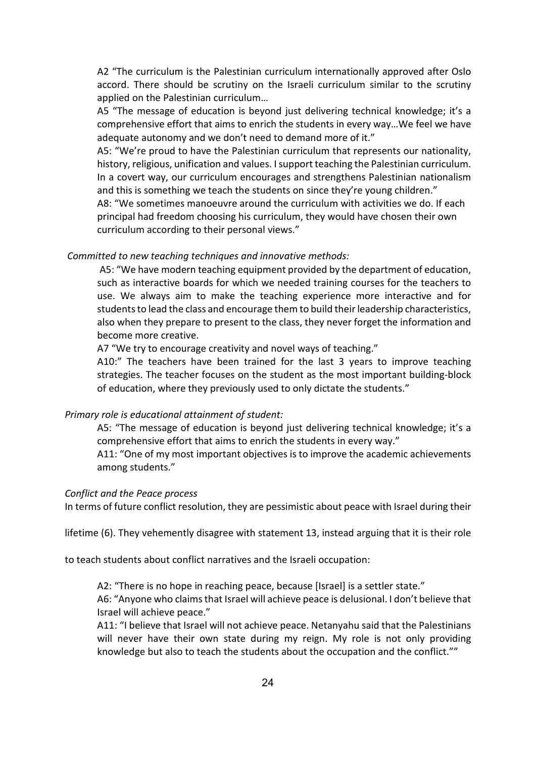> A2 "The curriculum is the Palestinian curriculum internationally approved after Oslo accord. There should be scrutiny on the Israeli curriculum similar to the scrutiny applied on the Palestinian curriculum…
>
> A5 "The message of education is beyond just delivering technical knowledge; it's a comprehensive effort that aims to enrich the students in every way…We feel we have adequate autonomy and we don't need to demand more of it."
>
> A5: "We're proud to have the Palestinian curriculum that represents our nationality, history, religious, unification and values. I support teaching the Palestinian curriculum. In a covert way, our curriculum encourages and strengthens Palestinian nationalism and this is something we teach the students on since they're young children."
>
> A8: "We sometimes manoeuvre around the curriculum with activities we do. If each principal had freedom choosing his curriculum, they would have chosen their own curriculum according to their personal views."

*Committed to new teaching techniques and innovative methods:*

> A5: "We have modern teaching equipment provided by the department of education, such as interactive boards for which we needed training courses for the teachers to use. We always aim to make the teaching experience more interactive and for students to lead the class and encourage them to build their leadership characteristics, also when they prepare to present to the class, they never forget the information and become more creative.
>
> A7 "We try to encourage creativity and novel ways of teaching."
>
> A10:" The teachers have been trained for the last 3 years to improve teaching strategies. The teacher focuses on the student as the most important building-block of education, where they previously used to only dictate the students."

*Primary role is educational attainment of student:*

> A5: "The message of education is beyond just delivering technical knowledge; it's a comprehensive effort that aims to enrich the students in every way."
>
> A11: "One of my most important objectives is to improve the academic achievements among students."

*Conflict and the Peace process*

In terms of future conflict resolution, they are pessimistic about peace with Israel during their lifetime (6). They vehemently disagree with statement 13, instead arguing that it is their role to teach students about conflict narratives and the Israeli occupation:

> A2: "There is no hope in reaching peace, because [Israel] is a settler state."
>
> A6: "Anyone who claims that Israel will achieve peace is delusional. I don't believe that Israel will achieve peace."
>
> A11: "I believe that Israel will not achieve peace. Netanyahu said that the Palestinians will never have their own state during my reign. My role is not only providing knowledge but also to teach the students about the occupation and the conflict.""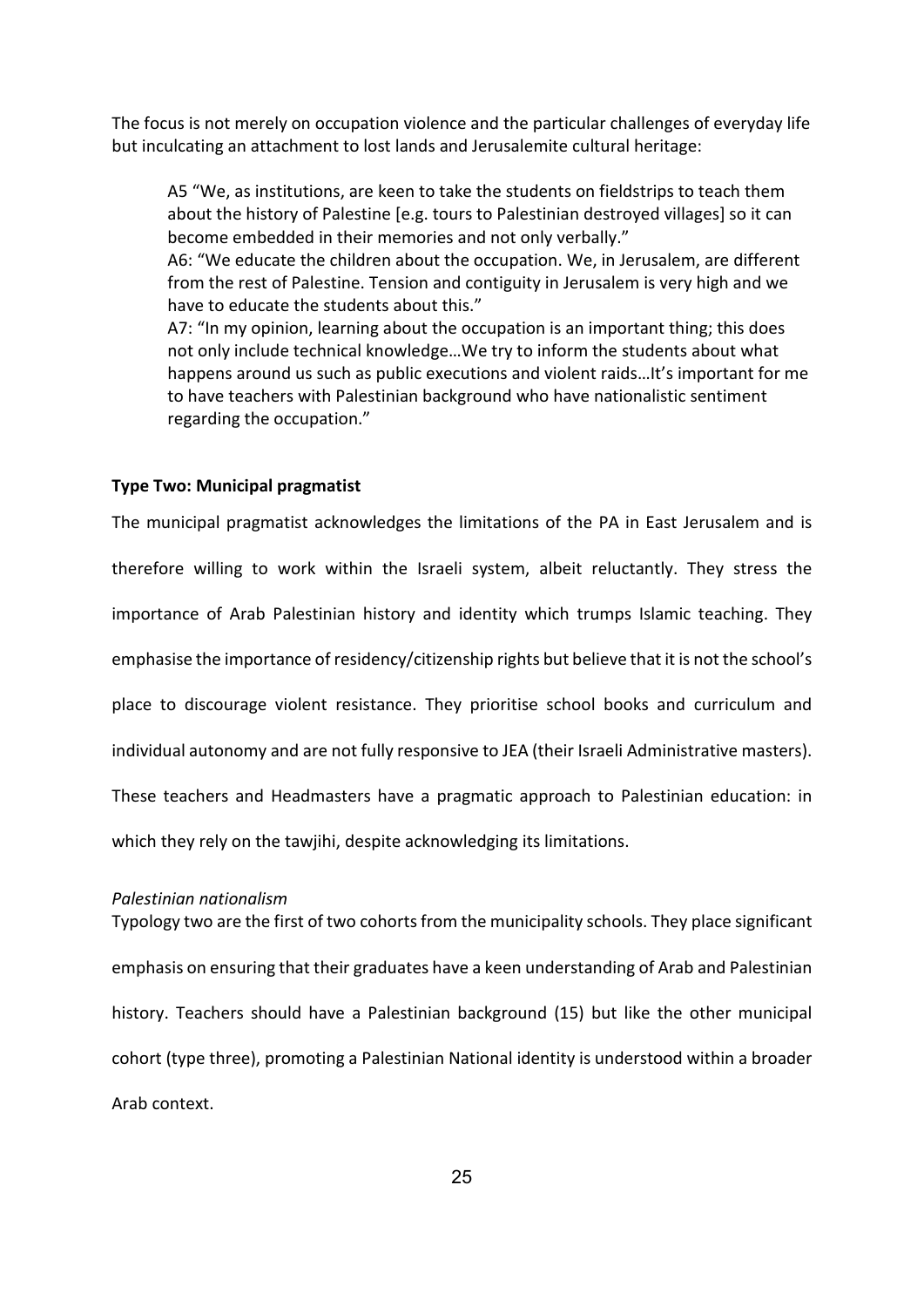The focus is not merely on occupation violence and the particular challenges of everyday life but inculcating an attachment to lost lands and Jerusalemite cultural heritage:

> A5 "We, as institutions, are keen to take the students on fieldstrips to teach them about the history of Palestine [e.g. tours to Palestinian destroyed villages] so it can become embedded in their memories and not only verbally."
> A6: "We educate the children about the occupation. We, in Jerusalem, are different from the rest of Palestine. Tension and contiguity in Jerusalem is very high and we have to educate the students about this."
> A7: "In my opinion, learning about the occupation is an important thing; this does not only include technical knowledge…We try to inform the students about what happens around us such as public executions and violent raids…It's important for me to have teachers with Palestinian background who have nationalistic sentiment regarding the occupation."

**Type Two: Municipal pragmatist**

The municipal pragmatist acknowledges the limitations of the PA in East Jerusalem and is therefore willing to work within the Israeli system, albeit reluctantly. They stress the importance of Arab Palestinian history and identity which trumps Islamic teaching. They emphasise the importance of residency/citizenship rights but believe that it is not the school's place to discourage violent resistance. They prioritise school books and curriculum and individual autonomy and are not fully responsive to JEA (their Israeli Administrative masters). These teachers and Headmasters have a pragmatic approach to Palestinian education: in which they rely on the tawjihi, despite acknowledging its limitations.

*Palestinian nationalism*

Typology two are the first of two cohorts from the municipality schools. They place significant emphasis on ensuring that their graduates have a keen understanding of Arab and Palestinian history. Teachers should have a Palestinian background (15) but like the other municipal cohort (type three), promoting a Palestinian National identity is understood within a broader Arab context.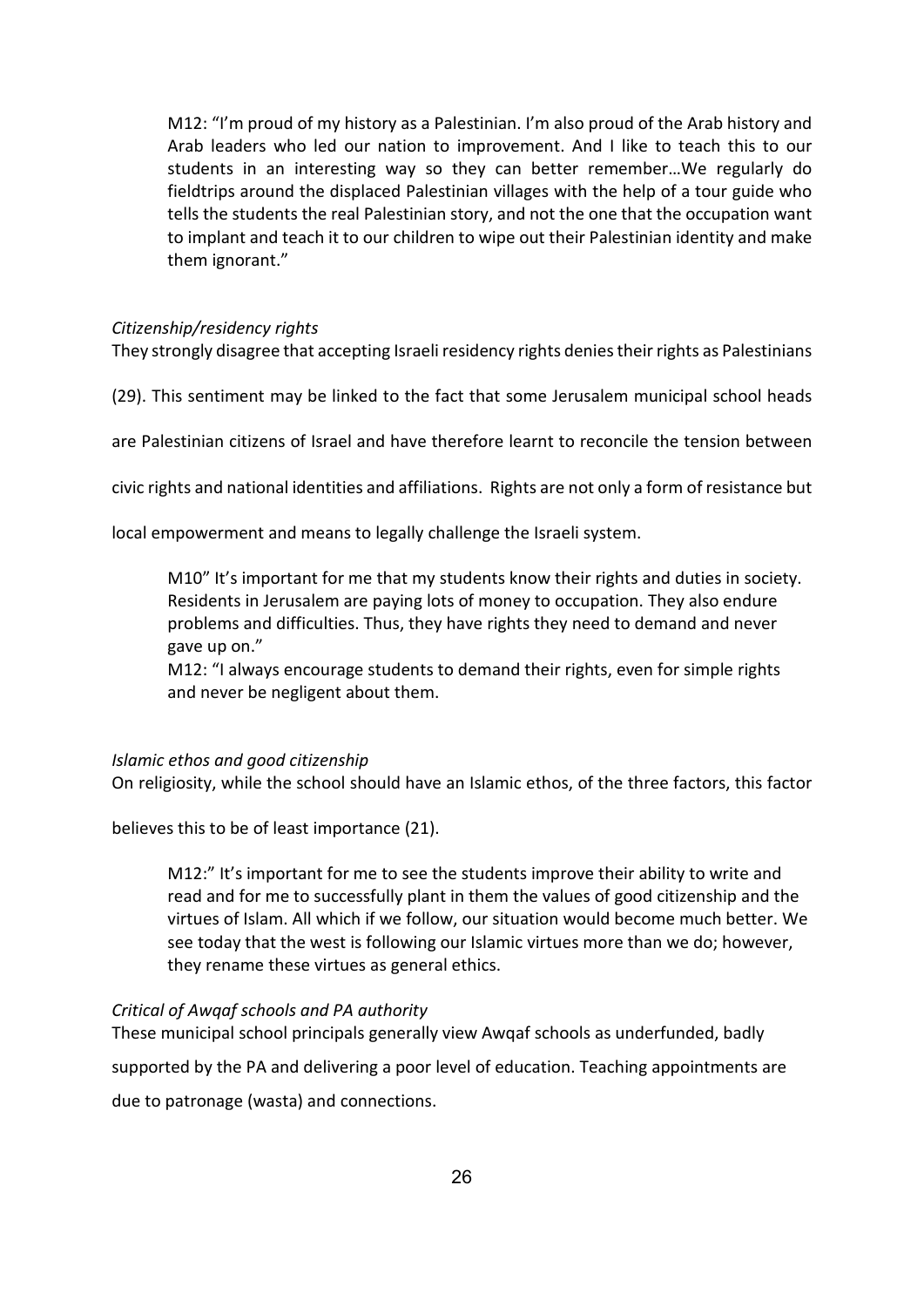> M12: "I'm proud of my history as a Palestinian. I'm also proud of the Arab history and Arab leaders who led our nation to improvement. And I like to teach this to our students in an interesting way so they can better remember…We regularly do fieldtrips around the displaced Palestinian villages with the help of a tour guide who tells the students the real Palestinian story, and not the one that the occupation want to implant and teach it to our children to wipe out their Palestinian identity and make them ignorant."

*Citizenship/residency rights*

They strongly disagree that accepting Israeli residency rights denies their rights as Palestinians (29). This sentiment may be linked to the fact that some Jerusalem municipal school heads are Palestinian citizens of Israel and have therefore learnt to reconcile the tension between civic rights and national identities and affiliations. Rights are not only a form of resistance but local empowerment and means to legally challenge the Israeli system.

> M10" It's important for me that my students know their rights and duties in society. Residents in Jerusalem are paying lots of money to occupation. They also endure problems and difficulties. Thus, they have rights they need to demand and never gave up on."
>
> M12: "I always encourage students to demand their rights, even for simple rights and never be negligent about them.

*Islamic ethos and good citizenship*

On religiosity, while the school should have an Islamic ethos, of the three factors, this factor believes this to be of least importance (21).

> M12:" It's important for me to see the students improve their ability to write and read and for me to successfully plant in them the values of good citizenship and the virtues of Islam. All which if we follow, our situation would become much better. We see today that the west is following our Islamic virtues more than we do; however, they rename these virtues as general ethics.

*Critical of Awqaf schools and PA authority*

These municipal school principals generally view Awqaf schools as underfunded, badly supported by the PA and delivering a poor level of education. Teaching appointments are due to patronage (wasta) and connections.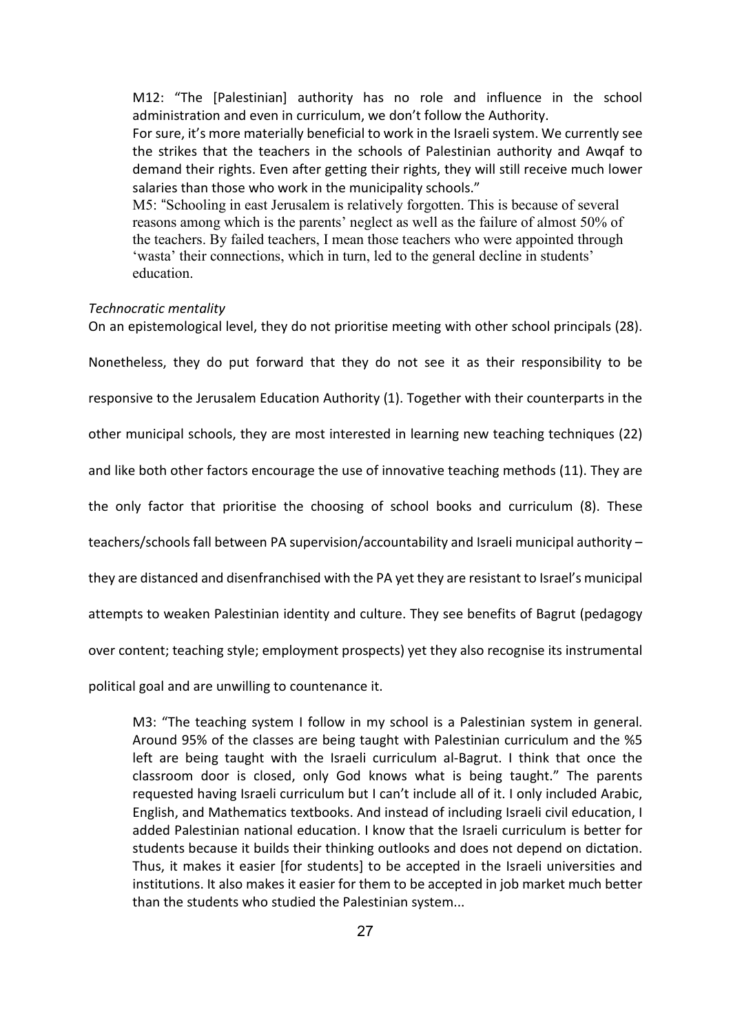> M12: "The [Palestinian] authority has no role and influence in the school administration and even in curriculum, we don't follow the Authority.
> For sure, it's more materially beneficial to work in the Israeli system. We currently see the strikes that the teachers in the schools of Palestinian authority and Awqaf to demand their rights. Even after getting their rights, they will still receive much lower salaries than those who work in the municipality schools."
> M5: "Schooling in east Jerusalem is relatively forgotten. This is because of several reasons among which is the parents' neglect as well as the failure of almost 50% of the teachers. By failed teachers, I mean those teachers who were appointed through 'wasta' their connections, which in turn, led to the general decline in students' education.

*Technocratic mentality*

On an epistemological level, they do not prioritise meeting with other school principals (28). Nonetheless, they do put forward that they do not see it as their responsibility to be responsive to the Jerusalem Education Authority (1). Together with their counterparts in the other municipal schools, they are most interested in learning new teaching techniques (22) and like both other factors encourage the use of innovative teaching methods (11). They are the only factor that prioritise the choosing of school books and curriculum (8). These teachers/schools fall between PA supervision/accountability and Israeli municipal authority – they are distanced and disenfranchised with the PA yet they are resistant to Israel's municipal attempts to weaken Palestinian identity and culture. They see benefits of Bagrut (pedagogy over content; teaching style; employment prospects) yet they also recognise its instrumental political goal and are unwilling to countenance it.

> M3: "The teaching system I follow in my school is a Palestinian system in general. Around 95% of the classes are being taught with Palestinian curriculum and the %5 left are being taught with the Israeli curriculum al-Bagrut. I think that once the classroom door is closed, only God knows what is being taught." The parents requested having Israeli curriculum but I can't include all of it. I only included Arabic, English, and Mathematics textbooks. And instead of including Israeli civil education, I added Palestinian national education. I know that the Israeli curriculum is better for students because it builds their thinking outlooks and does not depend on dictation. Thus, it makes it easier [for students] to be accepted in the Israeli universities and institutions. It also makes it easier for them to be accepted in job market much better than the students who studied the Palestinian system...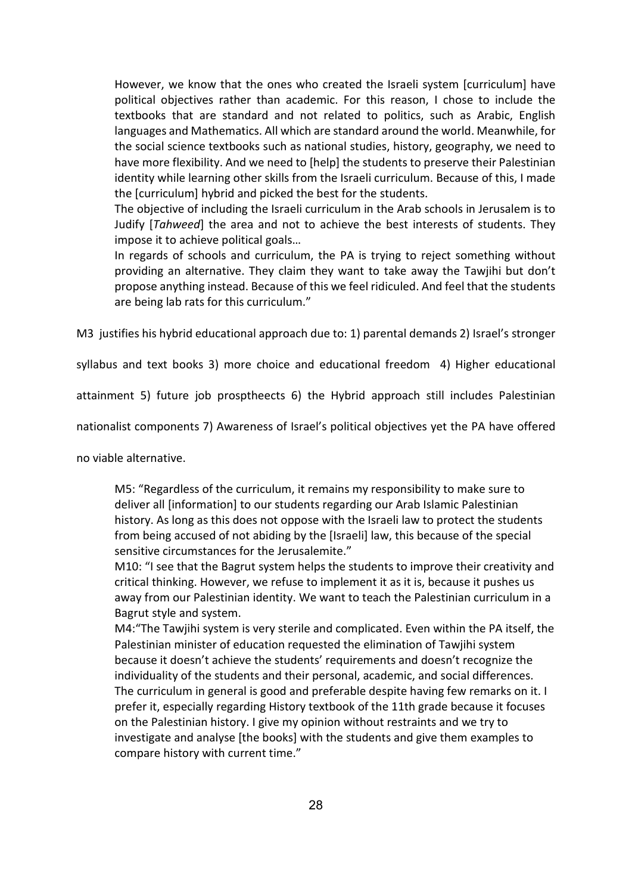However, we know that the ones who created the Israeli system [curriculum] have political objectives rather than academic. For this reason, I chose to include the textbooks that are standard and not related to politics, such as Arabic, English languages and Mathematics. All which are standard around the world. Meanwhile, for the social science textbooks such as national studies, history, geography, we need to have more flexibility. And we need to [help] the students to preserve their Palestinian identity while learning other skills from the Israeli curriculum. Because of this, I made the [curriculum] hybrid and picked the best for the students.
> The objective of including the Israeli curriculum in the Arab schools in Jerusalem is to Judify [*Tahweed*] the area and not to achieve the best interests of students. They impose it to achieve political goals…
> In regards of schools and curriculum, the PA is trying to reject something without providing an alternative. They claim they want to take away the Tawjihi but don't propose anything instead. Because of this we feel ridiculed. And feel that the students are being lab rats for this curriculum."

M3 justifies his hybrid educational approach due to: 1) parental demands 2) Israel's stronger syllabus and text books 3) more choice and educational freedom 4) Higher educational attainment 5) future job prosptheects 6) the Hybrid approach still includes Palestinian nationalist components 7) Awareness of Israel's political objectives yet the PA have offered no viable alternative.

> M5: "Regardless of the curriculum, it remains my responsibility to make sure to deliver all [information] to our students regarding our Arab Islamic Palestinian history. As long as this does not oppose with the Israeli law to protect the students from being accused of not abiding by the [Israeli] law, this because of the special sensitive circumstances for the Jerusalemite."
> M10: "I see that the Bagrut system helps the students to improve their creativity and critical thinking. However, we refuse to implement it as it is, because it pushes us away from our Palestinian identity. We want to teach the Palestinian curriculum in a Bagrut style and system.
> M4:"The Tawjihi system is very sterile and complicated. Even within the PA itself, the Palestinian minister of education requested the elimination of Tawjihi system because it doesn't achieve the students' requirements and doesn't recognize the individuality of the students and their personal, academic, and social differences. The curriculum in general is good and preferable despite having few remarks on it. I prefer it, especially regarding History textbook of the 11th grade because it focuses on the Palestinian history. I give my opinion without restraints and we try to investigate and analyse [the books] with the students and give them examples to compare history with current time."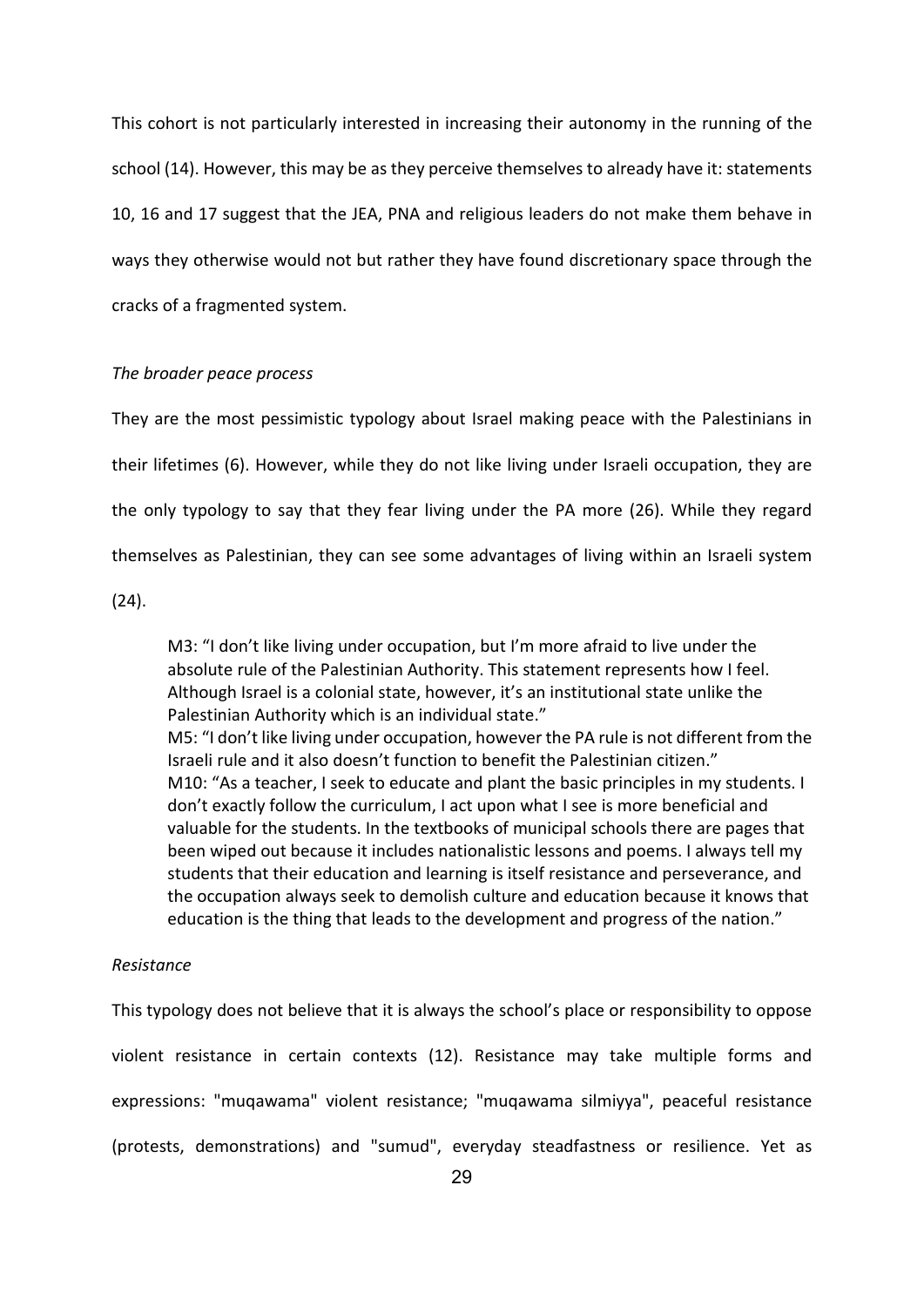This cohort is not particularly interested in increasing their autonomy in the running of the school (14). However, this may be as they perceive themselves to already have it: statements 10, 16 and 17 suggest that the JEA, PNA and religious leaders do not make them behave in ways they otherwise would not but rather they have found discretionary space through the cracks of a fragmented system.

*The broader peace process*

They are the most pessimistic typology about Israel making peace with the Palestinians in their lifetimes (6). However, while they do not like living under Israeli occupation, they are the only typology to say that they fear living under the PA more (26). While they regard themselves as Palestinian, they can see some advantages of living within an Israeli system (24).

> M3: "I don't like living under occupation, but I'm more afraid to live under the absolute rule of the Palestinian Authority. This statement represents how I feel. Although Israel is a colonial state, however, it's an institutional state unlike the Palestinian Authority which is an individual state."
> M5: "I don't like living under occupation, however the PA rule is not different from the Israeli rule and it also doesn't function to benefit the Palestinian citizen."
> M10: "As a teacher, I seek to educate and plant the basic principles in my students. I don't exactly follow the curriculum, I act upon what I see is more beneficial and valuable for the students. In the textbooks of municipal schools there are pages that been wiped out because it includes nationalistic lessons and poems. I always tell my students that their education and learning is itself resistance and perseverance, and the occupation always seek to demolish culture and education because it knows that education is the thing that leads to the development and progress of the nation."

*Resistance*

This typology does not believe that it is always the school's place or responsibility to oppose violent resistance in certain contexts (12). Resistance may take multiple forms and expressions: "muqawama" violent resistance; "muqawama silmiyya", peaceful resistance (protests, demonstrations) and "sumud", everyday steadfastness or resilience. Yet as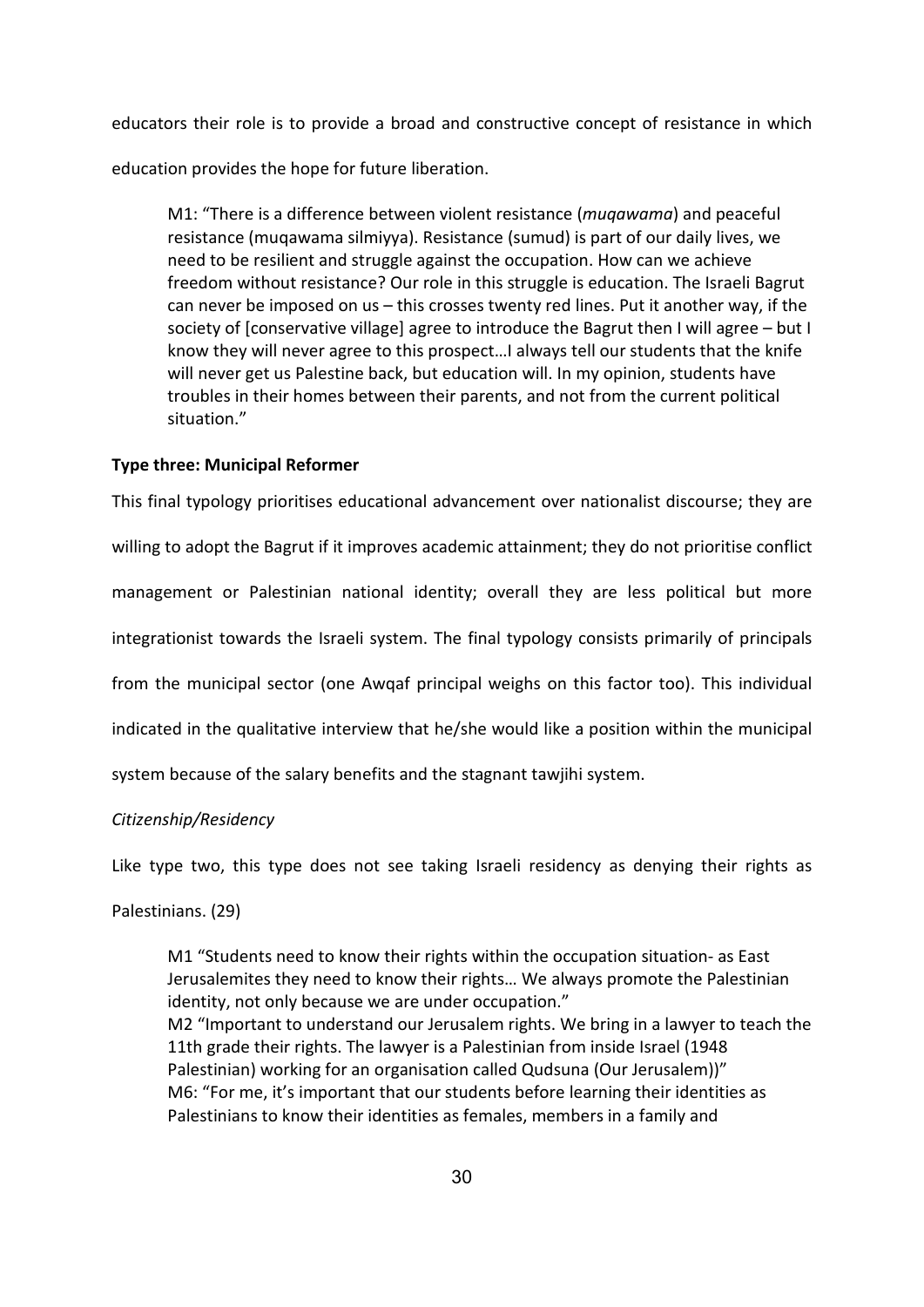educators their role is to provide a broad and constructive concept of resistance in which education provides the hope for future liberation.

> M1: "There is a difference between violent resistance (*muqawama*) and peaceful resistance (muqawama silmiyya). Resistance (sumud) is part of our daily lives, we need to be resilient and struggle against the occupation. How can we achieve freedom without resistance? Our role in this struggle is education. The Israeli Bagrut can never be imposed on us – this crosses twenty red lines. Put it another way, if the society of [conservative village] agree to introduce the Bagrut then I will agree – but I know they will never agree to this prospect…I always tell our students that the knife will never get us Palestine back, but education will. In my opinion, students have troubles in their homes between their parents, and not from the current political situation."

**Type three: Municipal Reformer**

This final typology prioritises educational advancement over nationalist discourse; they are willing to adopt the Bagrut if it improves academic attainment; they do not prioritise conflict management or Palestinian national identity; overall they are less political but more integrationist towards the Israeli system. The final typology consists primarily of principals from the municipal sector (one Awqaf principal weighs on this factor too). This individual indicated in the qualitative interview that he/she would like a position within the municipal system because of the salary benefits and the stagnant tawjihi system.

*Citizenship/Residency*

Like type two, this type does not see taking Israeli residency as denying their rights as Palestinians. (29)

> M1 "Students need to know their rights within the occupation situation- as East Jerusalemites they need to know their rights… We always promote the Palestinian identity, not only because we are under occupation."
> M2 "Important to understand our Jerusalem rights. We bring in a lawyer to teach the 11th grade their rights. The lawyer is a Palestinian from inside Israel (1948 Palestinian) working for an organisation called Qudsuna (Our Jerusalem))"
> M6: "For me, it's important that our students before learning their identities as Palestinians to know their identities as females, members in a family and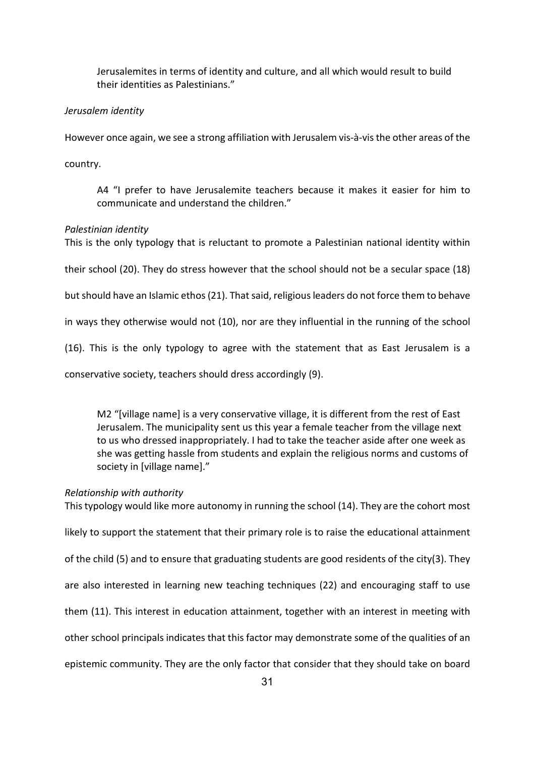> Jerusalemites in terms of identity and culture, and all which would result to build their identities as Palestinians."

*Jerusalem identity*

However once again, we see a strong affiliation with Jerusalem vis-à-vis the other areas of the country.

> A4 "I prefer to have Jerusalemite teachers because it makes it easier for him to communicate and understand the children."

*Palestinian identity*

This is the only typology that is reluctant to promote a Palestinian national identity within their school (20). They do stress however that the school should not be a secular space (18) but should have an Islamic ethos (21). That said, religious leaders do not force them to behave in ways they otherwise would not (10), nor are they influential in the running of the school (16). This is the only typology to agree with the statement that as East Jerusalem is a conservative society, teachers should dress accordingly (9).

> M2 "[village name] is a very conservative village, it is different from the rest of East Jerusalem. The municipality sent us this year a female teacher from the village next to us who dressed inappropriately. I had to take the teacher aside after one week as she was getting hassle from students and explain the religious norms and customs of society in [village name]."

*Relationship with authority*

This typology would like more autonomy in running the school (14). They are the cohort most likely to support the statement that their primary role is to raise the educational attainment of the child (5) and to ensure that graduating students are good residents of the city(3). They are also interested in learning new teaching techniques (22) and encouraging staff to use them (11). This interest in education attainment, together with an interest in meeting with other school principals indicates that this factor may demonstrate some of the qualities of an epistemic community. They are the only factor that consider that they should take on board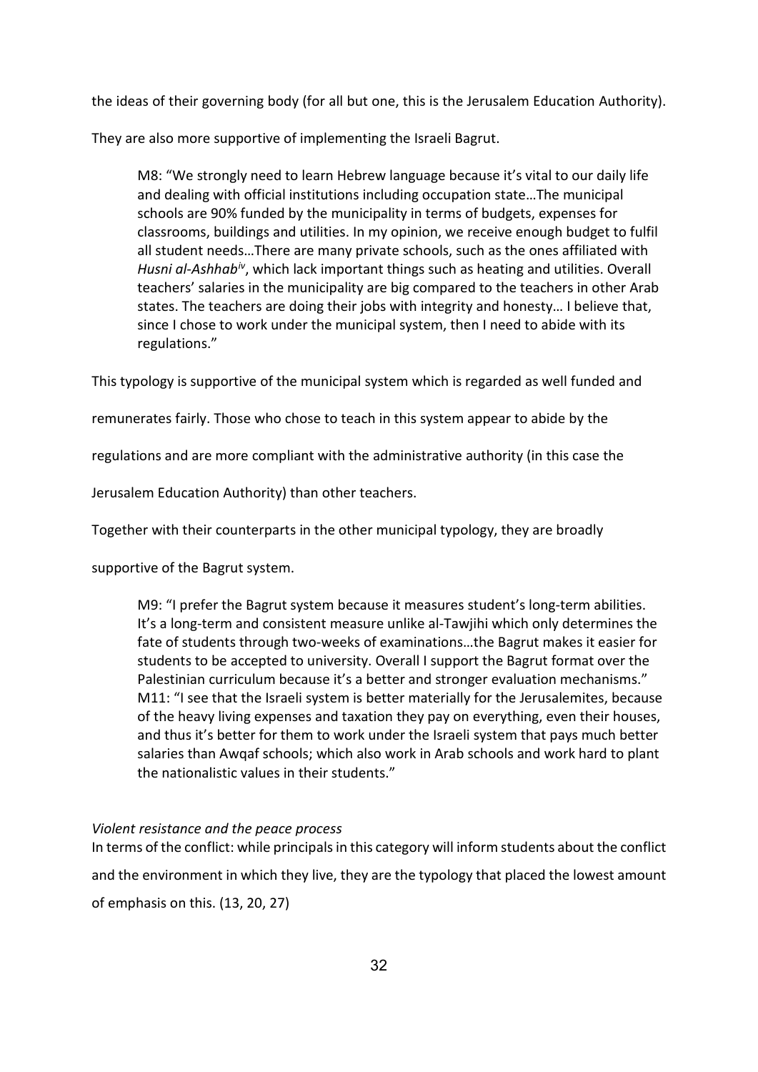the ideas of their governing body (for all but one, this is the Jerusalem Education Authority).

They are also more supportive of implementing the Israeli Bagrut.

> M8: "We strongly need to learn Hebrew language because it's vital to our daily life and dealing with official institutions including occupation state…The municipal schools are 90% funded by the municipality in terms of budgets, expenses for classrooms, buildings and utilities. In my opinion, we receive enough budget to fulfil all student needs…There are many private schools, such as the ones affiliated with *Husni al-Ashhab*[iv], which lack important things such as heating and utilities. Overall teachers' salaries in the municipality are big compared to the teachers in other Arab states. The teachers are doing their jobs with integrity and honesty… I believe that, since I chose to work under the municipal system, then I need to abide with its regulations."

This typology is supportive of the municipal system which is regarded as well funded and remunerates fairly. Those who chose to teach in this system appear to abide by the regulations and are more compliant with the administrative authority (in this case the Jerusalem Education Authority) than other teachers.

Together with their counterparts in the other municipal typology, they are broadly supportive of the Bagrut system.

> M9: "I prefer the Bagrut system because it measures student's long-term abilities. It's a long-term and consistent measure unlike al-Tawjihi which only determines the fate of students through two-weeks of examinations…the Bagrut makes it easier for students to be accepted to university. Overall I support the Bagrut format over the Palestinian curriculum because it's a better and stronger evaluation mechanisms."
>
> M11: "I see that the Israeli system is better materially for the Jerusalemites, because of the heavy living expenses and taxation they pay on everything, even their houses, and thus it's better for them to work under the Israeli system that pays much better salaries than Awqaf schools; which also work in Arab schools and work hard to plant the nationalistic values in their students."

*Violent resistance and the peace process*

In terms of the conflict: while principals in this category will inform students about the conflict and the environment in which they live, they are the typology that placed the lowest amount of emphasis on this. (13, 20, 27)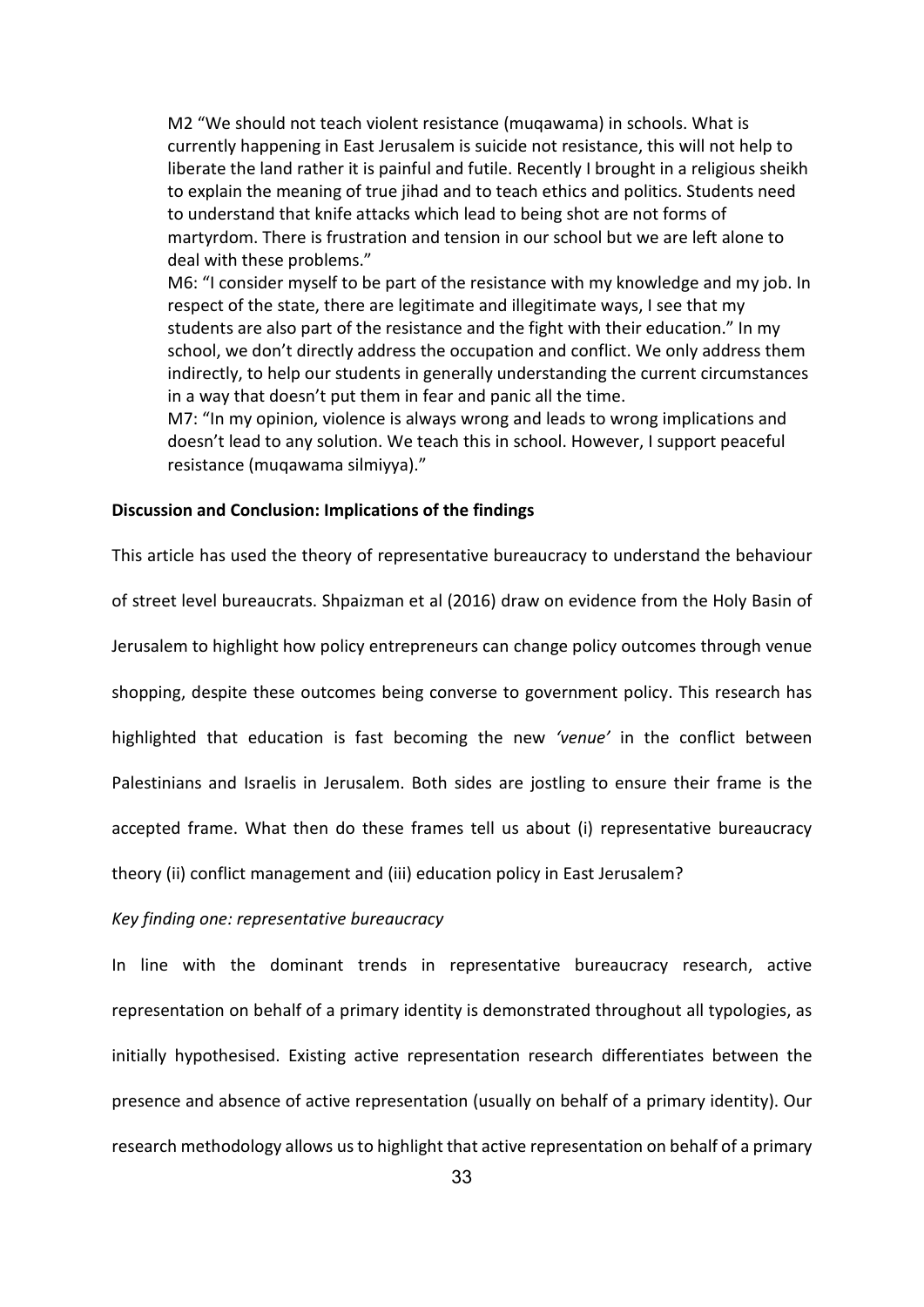M2 "We should not teach violent resistance (muqawama) in schools. What is currently happening in East Jerusalem is suicide not resistance, this will not help to liberate the land rather it is painful and futile. Recently I brought in a religious sheikh to explain the meaning of true jihad and to teach ethics and politics. Students need to understand that knife attacks which lead to being shot are not forms of martyrdom. There is frustration and tension in our school but we are left alone to deal with these problems."

M6: "I consider myself to be part of the resistance with my knowledge and my job. In respect of the state, there are legitimate and illegitimate ways, I see that my students are also part of the resistance and the fight with their education." In my school, we don't directly address the occupation and conflict. We only address them indirectly, to help our students in generally understanding the current circumstances in a way that doesn't put them in fear and panic all the time.

M7: "In my opinion, violence is always wrong and leads to wrong implications and doesn't lead to any solution. We teach this in school. However, I support peaceful resistance (muqawama silmiyya)."

**Discussion and Conclusion: Implications of the findings**

This article has used the theory of representative bureaucracy to understand the behaviour of street level bureaucrats. Shpaizman et al (2016) draw on evidence from the Holy Basin of Jerusalem to highlight how policy entrepreneurs can change policy outcomes through venue shopping, despite these outcomes being converse to government policy. This research has highlighted that education is fast becoming the new *'venue'* in the conflict between Palestinians and Israelis in Jerusalem. Both sides are jostling to ensure their frame is the accepted frame. What then do these frames tell us about (i) representative bureaucracy theory (ii) conflict management and (iii) education policy in East Jerusalem?

*Key finding one: representative bureaucracy*

In line with the dominant trends in representative bureaucracy research, active representation on behalf of a primary identity is demonstrated throughout all typologies, as initially hypothesised. Existing active representation research differentiates between the presence and absence of active representation (usually on behalf of a primary identity). Our research methodology allows us to highlight that active representation on behalf of a primary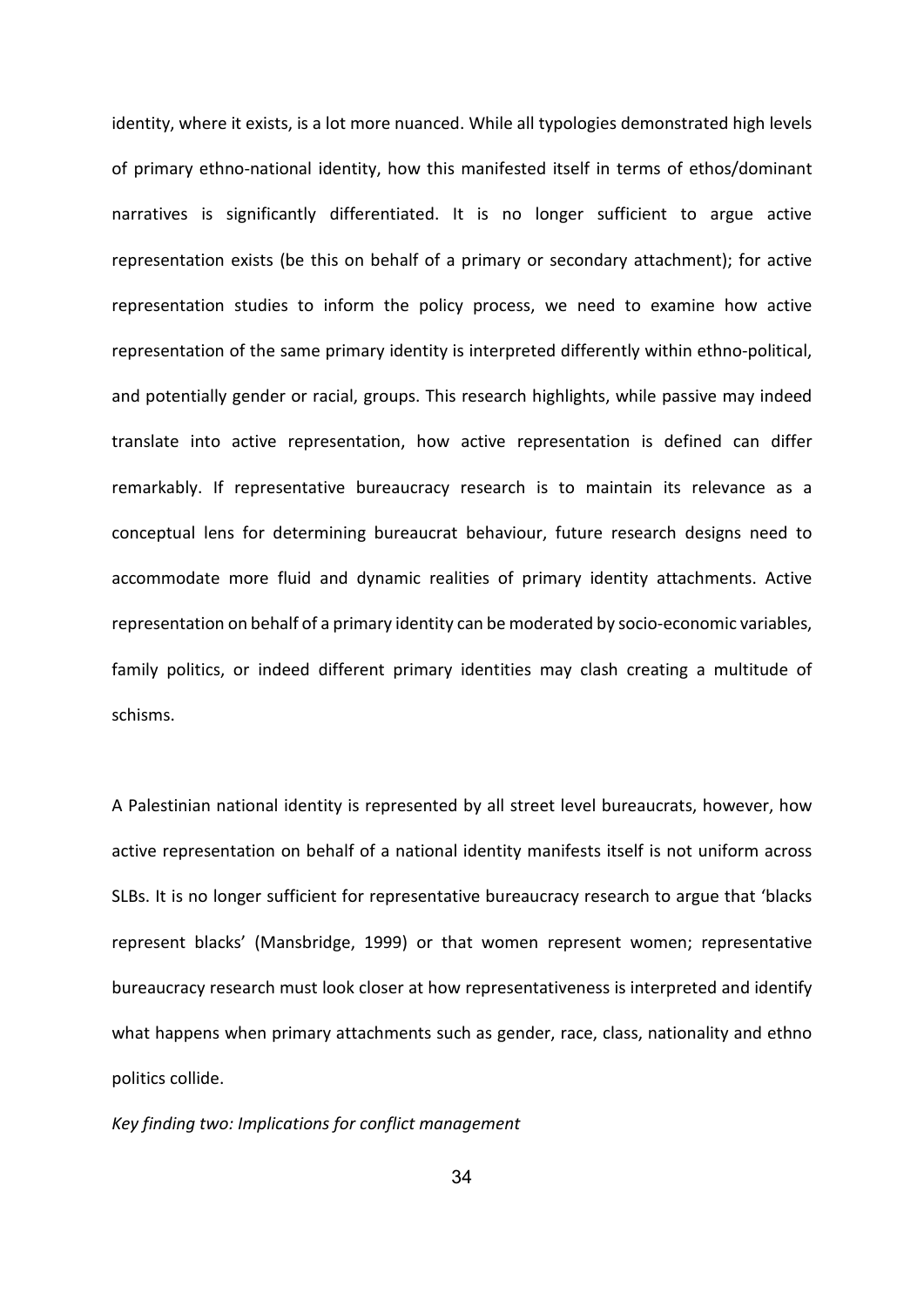identity, where it exists, is a lot more nuanced. While all typologies demonstrated high levels of primary ethno-national identity, how this manifested itself in terms of ethos/dominant narratives is significantly differentiated. It is no longer sufficient to argue active representation exists (be this on behalf of a primary or secondary attachment); for active representation studies to inform the policy process, we need to examine how active representation of the same primary identity is interpreted differently within ethno-political, and potentially gender or racial, groups. This research highlights, while passive may indeed translate into active representation, how active representation is defined can differ remarkably. If representative bureaucracy research is to maintain its relevance as a conceptual lens for determining bureaucrat behaviour, future research designs need to accommodate more fluid and dynamic realities of primary identity attachments. Active representation on behalf of a primary identity can be moderated by socio-economic variables, family politics, or indeed different primary identities may clash creating a multitude of schisms.

A Palestinian national identity is represented by all street level bureaucrats, however, how active representation on behalf of a national identity manifests itself is not uniform across SLBs. It is no longer sufficient for representative bureaucracy research to argue that 'blacks represent blacks' (Mansbridge, 1999) or that women represent women; representative bureaucracy research must look closer at how representativeness is interpreted and identify what happens when primary attachments such as gender, race, class, nationality and ethno politics collide.

*Key finding two: Implications for conflict management*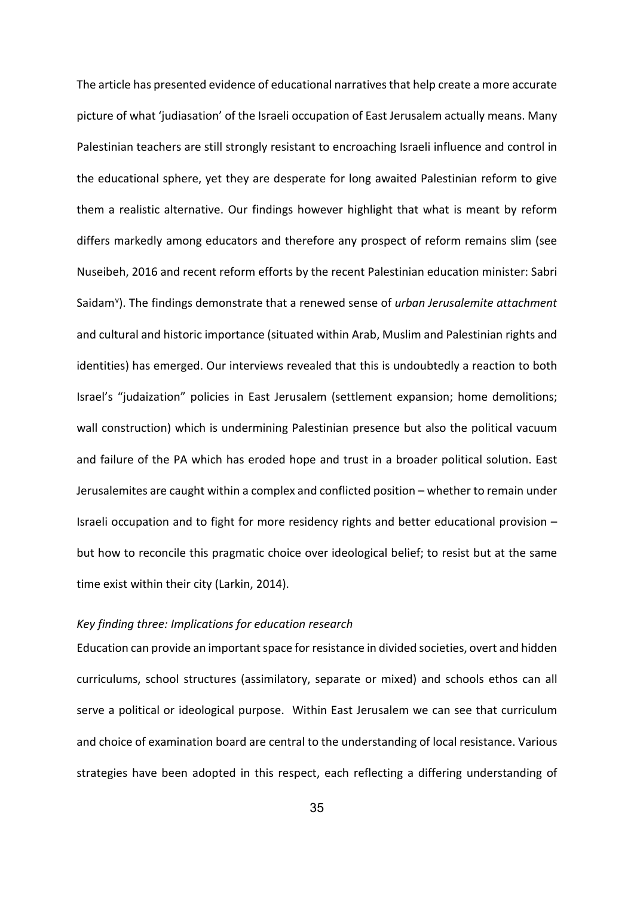The article has presented evidence of educational narratives that help create a more accurate picture of what 'judiasation' of the Israeli occupation of East Jerusalem actually means. Many Palestinian teachers are still strongly resistant to encroaching Israeli influence and control in the educational sphere, yet they are desperate for long awaited Palestinian reform to give them a realistic alternative. Our findings however highlight that what is meant by reform differs markedly among educators and therefore any prospect of reform remains slim (see Nuseibeh, 2016 and recent reform efforts by the recent Palestinian education minister: Sabri Saidam[v]). The findings demonstrate that a renewed sense of *urban Jerusalemite attachment* and cultural and historic importance (situated within Arab, Muslim and Palestinian rights and identities) has emerged. Our interviews revealed that this is undoubtedly a reaction to both Israel's "judaization" policies in East Jerusalem (settlement expansion; home demolitions; wall construction) which is undermining Palestinian presence but also the political vacuum and failure of the PA which has eroded hope and trust in a broader political solution. East Jerusalemites are caught within a complex and conflicted position – whether to remain under Israeli occupation and to fight for more residency rights and better educational provision – but how to reconcile this pragmatic choice over ideological belief; to resist but at the same time exist within their city (Larkin, 2014).

*Key finding three: Implications for education research*

Education can provide an important space for resistance in divided societies, overt and hidden curriculums, school structures (assimilatory, separate or mixed) and schools ethos can all serve a political or ideological purpose. Within East Jerusalem we can see that curriculum and choice of examination board are central to the understanding of local resistance. Various strategies have been adopted in this respect, each reflecting a differing understanding of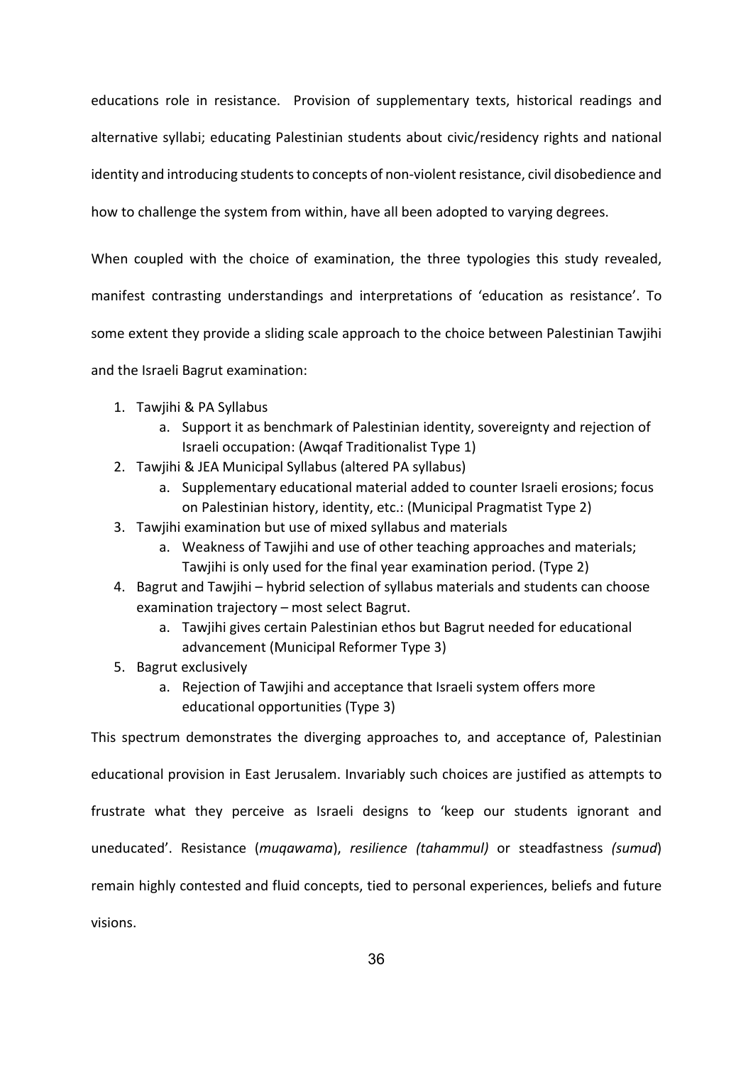educations role in resistance. Provision of supplementary texts, historical readings and alternative syllabi; educating Palestinian students about civic/residency rights and national identity and introducing students to concepts of non-violent resistance, civil disobedience and how to challenge the system from within, have all been adopted to varying degrees.

When coupled with the choice of examination, the three typologies this study revealed, manifest contrasting understandings and interpretations of 'education as resistance'. To some extent they provide a sliding scale approach to the choice between Palestinian Tawjihi and the Israeli Bagrut examination:

1. Tawjihi & PA Syllabus
   a. Support it as benchmark of Palestinian identity, sovereignty and rejection of Israeli occupation: (Awqaf Traditionalist Type 1)
2. Tawjihi & JEA Municipal Syllabus (altered PA syllabus)
   a. Supplementary educational material added to counter Israeli erosions; focus on Palestinian history, identity, etc.: (Municipal Pragmatist Type 2)
3. Tawjihi examination but use of mixed syllabus and materials
   a. Weakness of Tawjihi and use of other teaching approaches and materials; Tawjihi is only used for the final year examination period. (Type 2)
4. Bagrut and Tawjihi – hybrid selection of syllabus materials and students can choose examination trajectory – most select Bagrut.
   a. Tawjihi gives certain Palestinian ethos but Bagrut needed for educational advancement (Municipal Reformer Type 3)
5. Bagrut exclusively
   a. Rejection of Tawjihi and acceptance that Israeli system offers more educational opportunities (Type 3)

This spectrum demonstrates the diverging approaches to, and acceptance of, Palestinian educational provision in East Jerusalem. Invariably such choices are justified as attempts to frustrate what they perceive as Israeli designs to 'keep our students ignorant and uneducated'. Resistance (*muqawama*), *resilience (tahammul)* or steadfastness *(sumud*) remain highly contested and fluid concepts, tied to personal experiences, beliefs and future visions.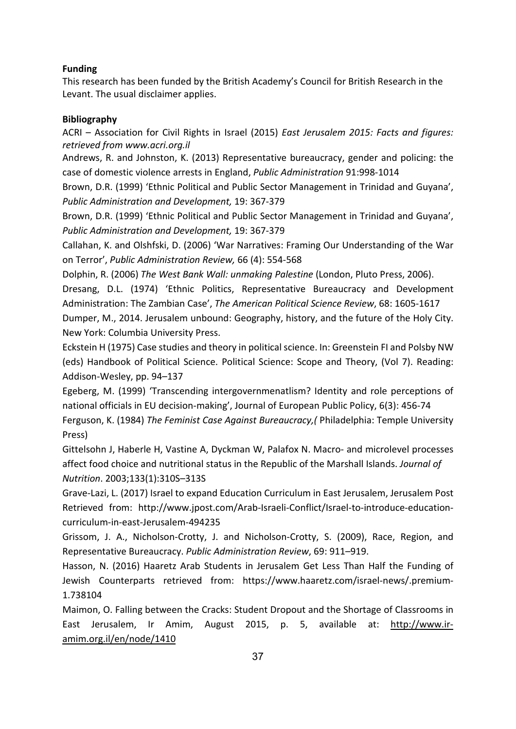**Funding**

This research has been funded by the British Academy's Council for British Research in the Levant. The usual disclaimer applies.

**Bibliography**

ACRI – Association for Civil Rights in Israel (2015) *East Jerusalem 2015: Facts and figures: retrieved from www.acri.org.il*

Andrews, R. and Johnston, K. (2013) Representative bureaucracy, gender and policing: the case of domestic violence arrests in England, *Public Administration* 91:998-1014

Brown, D.R. (1999) 'Ethnic Political and Public Sector Management in Trinidad and Guyana', *Public Administration and Development,* 19: 367-379

Brown, D.R. (1999) 'Ethnic Political and Public Sector Management in Trinidad and Guyana', *Public Administration and Development,* 19: 367-379

Callahan, K. and Olshfski, D. (2006) 'War Narratives: Framing Our Understanding of the War on Terror', *Public Administration Review,* 66 (4): 554-568

Dolphin, R. (2006) *The West Bank Wall: unmaking Palestine* (London, Pluto Press, 2006).

Dresang, D.L. (1974) 'Ethnic Politics, Representative Bureaucracy and Development Administration: The Zambian Case', *The American Political Science Review*, 68: 1605-1617

Dumper, M., 2014. Jerusalem unbound: Geography, history, and the future of the Holy City. New York: Columbia University Press.

Eckstein H (1975) Case studies and theory in political science. In: Greenstein FI and Polsby NW (eds) Handbook of Political Science. Political Science: Scope and Theory, (Vol 7). Reading: Addison-Wesley, pp. 94–137

Egeberg, M. (1999) 'Transcending intergovernmenatlism? Identity and role perceptions of national officials in EU decision-making', Journal of European Public Policy, 6(3): 456-74

Ferguson, K. (1984) *The Feminist Case Against Bureaucracy,(* Philadelphia: Temple University Press)

Gittelsohn J, Haberle H, Vastine A, Dyckman W, Palafox N. Macro- and microlevel processes affect food choice and nutritional status in the Republic of the Marshall Islands. *Journal of Nutrition*. 2003;133(1):310S–313S

Grave-Lazi, L. (2017) Israel to expand Education Curriculum in East Jerusalem, Jerusalem Post Retrieved from: http://www.jpost.com/Arab-Israeli-Conflict/Israel-to-introduce-education-curriculum-in-east-Jerusalem-494235

Grissom, J. A., Nicholson-Crotty, J. and Nicholson-Crotty, S. (2009), Race, Region, and Representative Bureaucracy. *Public Administration Review*, 69: 911–919.

Hasson, N. (2016) Haaretz Arab Students in Jerusalem Get Less Than Half the Funding of Jewish Counterparts retrieved from: https://www.haaretz.com/israel-news/.premium-1.738104

Maimon, O. Falling between the Cracks: Student Dropout and the Shortage of Classrooms in East Jerusalem, Ir Amim, August 2015, p. 5, available at: http://www.ir-amim.org.il/en/node/1410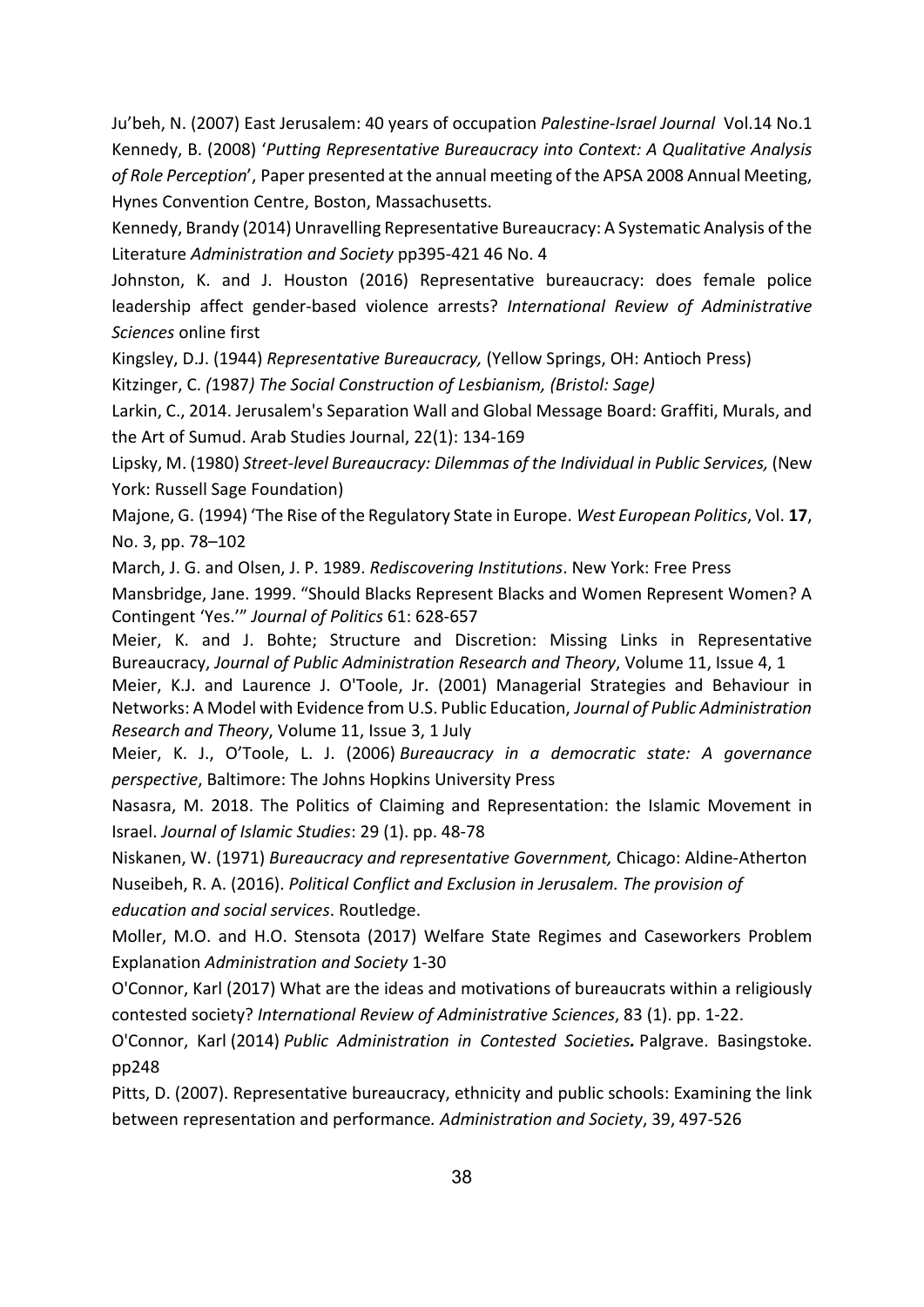Ju'beh, N. (2007) East Jerusalem: 40 years of occupation *Palestine-Israel Journal* Vol.14 No.1

Kennedy, B. (2008) '*Putting Representative Bureaucracy into Context: A Qualitative Analysis of Role Perception*', Paper presented at the annual meeting of the APSA 2008 Annual Meeting, Hynes Convention Centre, Boston, Massachusetts.

Kennedy, Brandy (2014) Unravelling Representative Bureaucracy: A Systematic Analysis of the Literature *Administration and Society* pp395-421 46 No. 4

Johnston, K. and J. Houston (2016) Representative bureaucracy: does female police leadership affect gender-based violence arrests? *International Review of Administrative Sciences* online first

Kingsley, D.J. (1944) *Representative Bureaucracy,* (Yellow Springs, OH: Antioch Press)

Kitzinger, C. *(*1987*) The Social Construction of Lesbianism, (Bristol: Sage)*

Larkin, C., 2014. Jerusalem's Separation Wall and Global Message Board: Graffiti, Murals, and the Art of Sumud. Arab Studies Journal, 22(1): 134-169

Lipsky, M. (1980) *Street-level Bureaucracy: Dilemmas of the Individual in Public Services,* (New York: Russell Sage Foundation)

Majone, G. (1994) 'The Rise of the Regulatory State in Europe. *West European Politics*, Vol. **17**, No. 3, pp. 78–102

March, J. G. and Olsen, J. P. 1989. *Rediscovering Institutions*. New York: Free Press

Mansbridge, Jane. 1999. "Should Blacks Represent Blacks and Women Represent Women? A Contingent 'Yes.'" *Journal of Politics* 61: 628-657

Meier, K. and J. Bohte; Structure and Discretion: Missing Links in Representative Bureaucracy, *Journal of Public Administration Research and Theory*, Volume 11, Issue 4, 1

Meier, K.J. and Laurence J. O'Toole, Jr. (2001) Managerial Strategies and Behaviour in Networks: A Model with Evidence from U.S. Public Education, *Journal of Public Administration Research and Theory*, Volume 11, Issue 3, 1 July

Meier, K. J., O'Toole, L. J. (2006) *Bureaucracy in a democratic state: A governance perspective*, Baltimore: The Johns Hopkins University Press

Nasasra, M. 2018. The Politics of Claiming and Representation: the Islamic Movement in Israel. *Journal of Islamic Studies*: 29 (1). pp. 48-78

Niskanen, W. (1971) *Bureaucracy and representative Government,* Chicago: Aldine-Atherton

Nuseibeh, R. A. (2016). *Political Conflict and Exclusion in Jerusalem. The provision of education and social services*. Routledge.

Moller, M.O. and H.O. Stensota (2017) Welfare State Regimes and Caseworkers Problem Explanation *Administration and Society* 1-30

O'Connor, Karl (2017) What are the ideas and motivations of bureaucrats within a religiously contested society? *International Review of Administrative Sciences*, 83 (1). pp. 1-22.

O'Connor, Karl (2014) *Public Administration in Contested Societies.* Palgrave. Basingstoke. pp248

Pitts, D. (2007). Representative bureaucracy, ethnicity and public schools: Examining the link between representation and performance*. Administration and Society*, 39, 497-526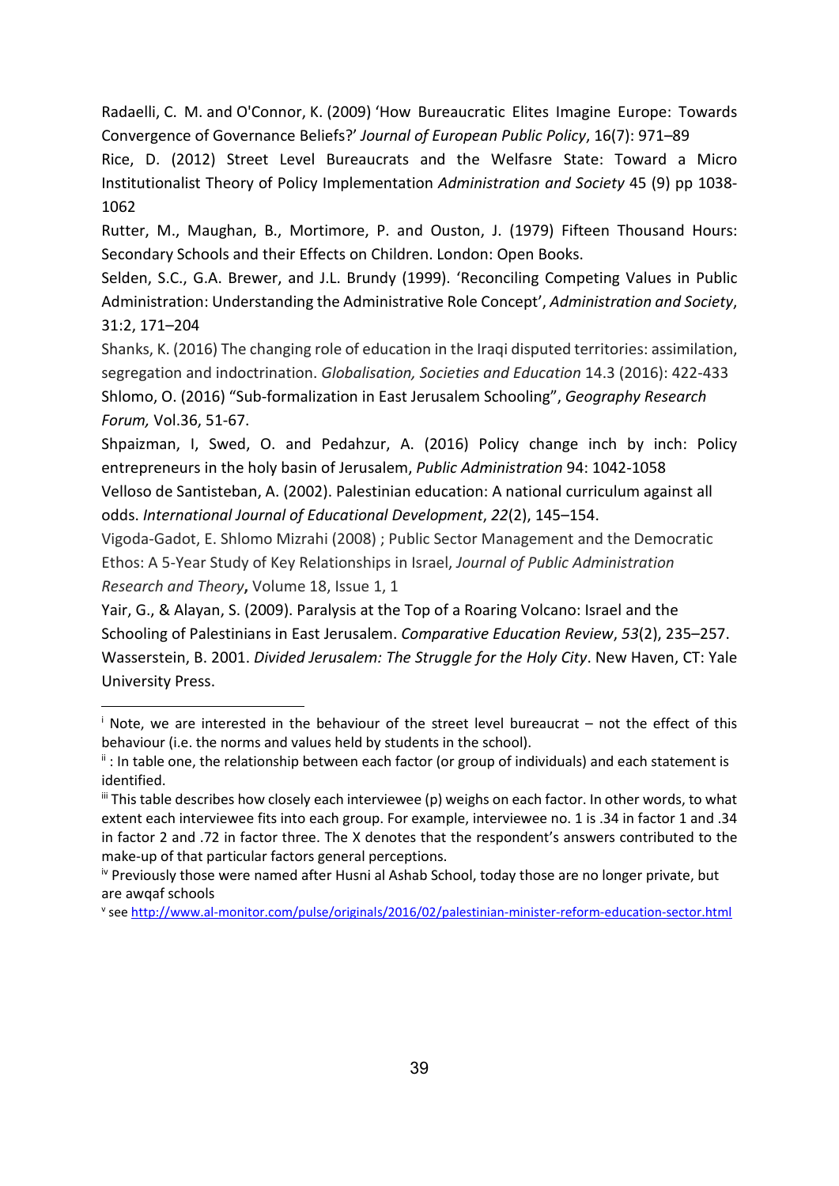Radaelli, C. M. and O'Connor, K. (2009) 'How Bureaucratic Elites Imagine Europe: Towards Convergence of Governance Beliefs?' *Journal of European Public Policy*, 16(7): 971–89

Rice, D. (2012) Street Level Bureaucrats and the Welfasre State: Toward a Micro Institutionalist Theory of Policy Implementation *Administration and Society* 45 (9) pp 1038-1062

Rutter, M., Maughan, B., Mortimore, P. and Ouston, J. (1979) Fifteen Thousand Hours: Secondary Schools and their Effects on Children. London: Open Books.

Selden, S.C., G.A. Brewer, and J.L. Brundy (1999). 'Reconciling Competing Values in Public Administration: Understanding the Administrative Role Concept', *Administration and Society*, 31:2, 171–204

Shanks, K. (2016) The changing role of education in the Iraqi disputed territories: assimilation, segregation and indoctrination. *Globalisation, Societies and Education* 14.3 (2016): 422-433

Shlomo, O. (2016) "Sub-formalization in East Jerusalem Schooling", *Geography Research Forum,* Vol.36, 51-67.

Shpaizman, I, Swed, O. and Pedahzur, A. (2016) Policy change inch by inch: Policy entrepreneurs in the holy basin of Jerusalem, *Public Administration* 94: 1042-1058

Velloso de Santisteban, A. (2002). Palestinian education: A national curriculum against all odds. *International Journal of Educational Development*, *22*(2), 145–154.

Vigoda-Gadot, E. Shlomo Mizrahi (2008) ; Public Sector Management and the Democratic Ethos: A 5-Year Study of Key Relationships in Israel, *Journal of Public Administration Research and Theory***,** Volume 18, Issue 1, 1

Yair, G., & Alayan, S. (2009). Paralysis at the Top of a Roaring Volcano: Israel and the Schooling of Palestinians in East Jerusalem. *Comparative Education Review*, *53*(2), 235–257.

Wasserstein, B. 2001. *Divided Jerusalem: The Struggle for the Holy City*. New Haven, CT: Yale University Press.

---

[i] Note, we are interested in the behaviour of the street level bureaucrat – not the effect of this behaviour (i.e. the norms and values held by students in the school).

[ii] : In table one, the relationship between each factor (or group of individuals) and each statement is identified.

[iii] This table describes how closely each interviewee (p) weighs on each factor. In other words, to what extent each interviewee fits into each group. For example, interviewee no. 1 is .34 in factor 1 and .34 in factor 2 and .72 in factor three. The X denotes that the respondent's answers contributed to the make-up of that particular factors general perceptions.

[iv] Previously those were named after Husni al Ashab School, today those are no longer private, but are awqaf schools

[v] see http://www.al-monitor.com/pulse/originals/2016/02/palestinian-minister-reform-education-sector.html